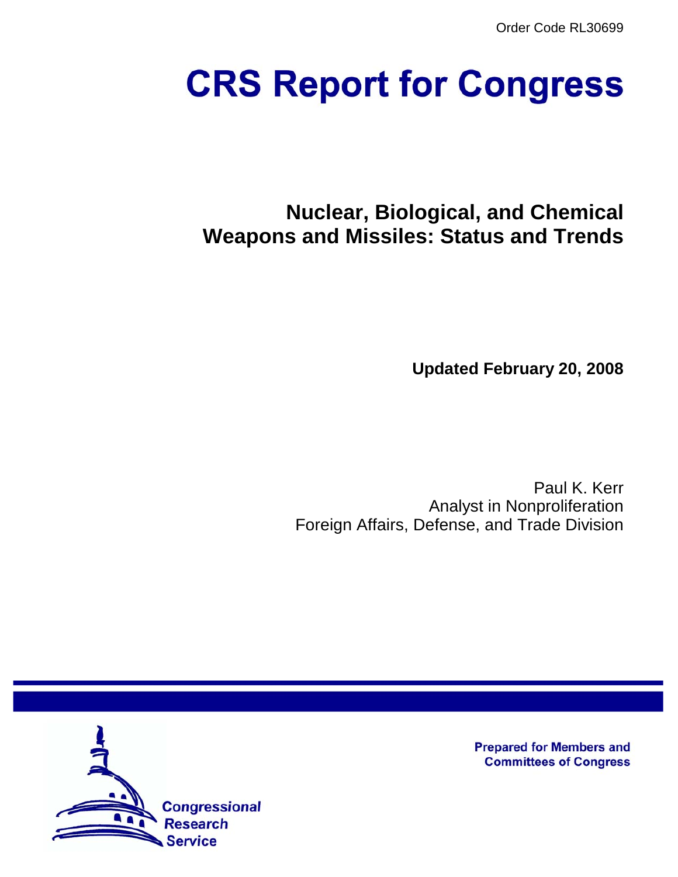Order Code RL30699

# CRS Report for Congress

## Nuclear, Biological, and Chemical Weapons and Missiles: Status and Trends

**Updated February 20, 2008**

Paul K. Kerr
Analyst in Nonproliferation
Foreign Affairs, Defense, and Trade Division

Prepared for Members and Committees of Congress

Congressional Research Service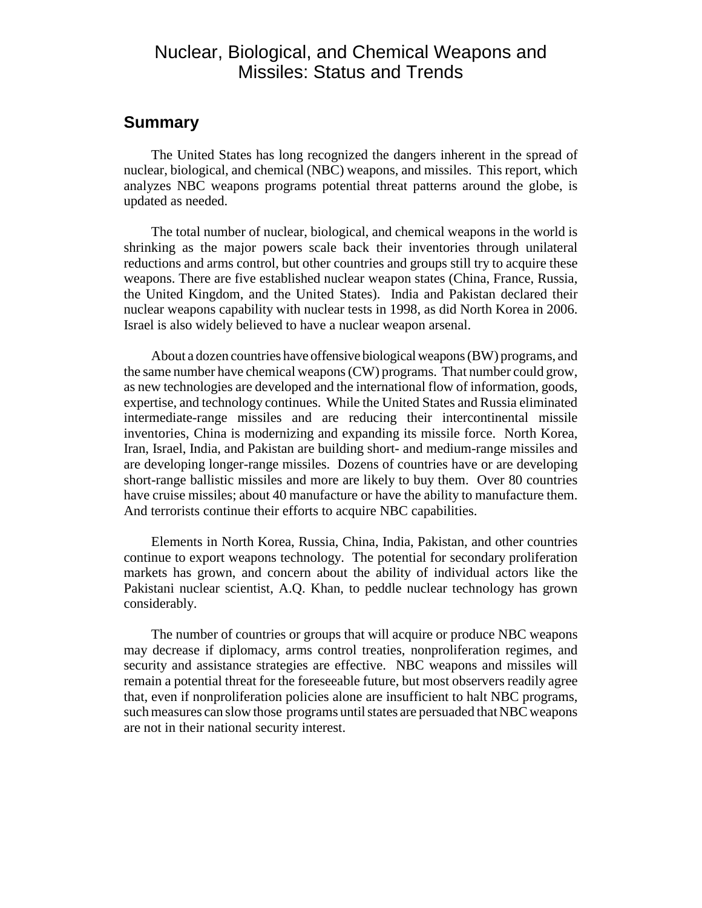# Nuclear, Biological, and Chemical Weapons and Missiles: Status and Trends

## Summary

The United States has long recognized the dangers inherent in the spread of nuclear, biological, and chemical (NBC) weapons, and missiles. This report, which analyzes NBC weapons programs potential threat patterns around the globe, is updated as needed.

The total number of nuclear, biological, and chemical weapons in the world is shrinking as the major powers scale back their inventories through unilateral reductions and arms control, but other countries and groups still try to acquire these weapons. There are five established nuclear weapon states (China, France, Russia, the United Kingdom, and the United States). India and Pakistan declared their nuclear weapons capability with nuclear tests in 1998, as did North Korea in 2006. Israel is also widely believed to have a nuclear weapon arsenal.

About a dozen countries have offensive biological weapons (BW) programs, and the same number have chemical weapons (CW) programs. That number could grow, as new technologies are developed and the international flow of information, goods, expertise, and technology continues. While the United States and Russia eliminated intermediate-range missiles and are reducing their intercontinental missile inventories, China is modernizing and expanding its missile force. North Korea, Iran, Israel, India, and Pakistan are building short- and medium-range missiles and are developing longer-range missiles. Dozens of countries have or are developing short-range ballistic missiles and more are likely to buy them. Over 80 countries have cruise missiles; about 40 manufacture or have the ability to manufacture them. And terrorists continue their efforts to acquire NBC capabilities.

Elements in North Korea, Russia, China, India, Pakistan, and other countries continue to export weapons technology. The potential for secondary proliferation markets has grown, and concern about the ability of individual actors like the Pakistani nuclear scientist, A.Q. Khan, to peddle nuclear technology has grown considerably.

The number of countries or groups that will acquire or produce NBC weapons may decrease if diplomacy, arms control treaties, nonproliferation regimes, and security and assistance strategies are effective. NBC weapons and missiles will remain a potential threat for the foreseeable future, but most observers readily agree that, even if nonproliferation policies alone are insufficient to halt NBC programs, such measures can slow those programs until states are persuaded that NBC weapons are not in their national security interest.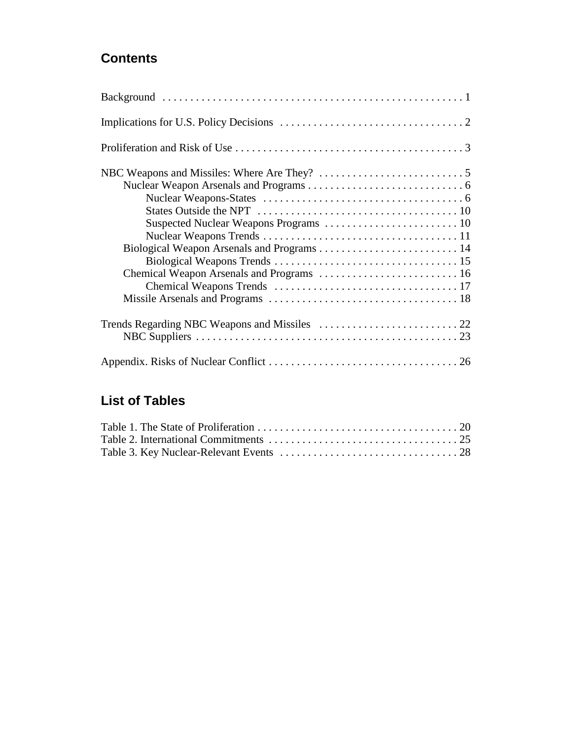## Contents

Background . . . . . . . . . . . . . . . . . . . . . . . . . . . . . . . . . . . . . . . . . . . . . . . . . . . . 1

Implications for U.S. Policy Decisions . . . . . . . . . . . . . . . . . . . . . . . . . . . . . . . . . 2

Proliferation and Risk of Use . . . . . . . . . . . . . . . . . . . . . . . . . . . . . . . . . . . . . . . . . 3

NBC Weapons and Missiles: Where Are They? . . . . . . . . . . . . . . . . . . . . . . . . . . 5
- Nuclear Weapon Arsenals and Programs . . . . . . . . . . . . . . . . . . . . . . . . . . . . 6
  - Nuclear Weapons-States . . . . . . . . . . . . . . . . . . . . . . . . . . . . . . . . . . . . 6
  - States Outside the NPT . . . . . . . . . . . . . . . . . . . . . . . . . . . . . . . . . . . . 10
  - Suspected Nuclear Weapons Programs . . . . . . . . . . . . . . . . . . . . . . . . 10
  - Nuclear Weapons Trends . . . . . . . . . . . . . . . . . . . . . . . . . . . . . . . . . . . 11
- Biological Weapon Arsenals and Programs . . . . . . . . . . . . . . . . . . . . . . . . . 14
  - Biological Weapons Trends . . . . . . . . . . . . . . . . . . . . . . . . . . . . . . . . . 15
- Chemical Weapon Arsenals and Programs . . . . . . . . . . . . . . . . . . . . . . . . . 16
  - Chemical Weapons Trends . . . . . . . . . . . . . . . . . . . . . . . . . . . . . . . . . 17
- Missile Arsenals and Programs . . . . . . . . . . . . . . . . . . . . . . . . . . . . . . . . . . 18

Trends Regarding NBC Weapons and Missiles . . . . . . . . . . . . . . . . . . . . . . . . . 22
- NBC Suppliers . . . . . . . . . . . . . . . . . . . . . . . . . . . . . . . . . . . . . . . . . . . . . . . . 23

Appendix. Risks of Nuclear Conflict . . . . . . . . . . . . . . . . . . . . . . . . . . . . . . . . . . 26

## List of Tables

Table 1. The State of Proliferation . . . . . . . . . . . . . . . . . . . . . . . . . . . . . . . . . . . . 20
Table 2. International Commitments . . . . . . . . . . . . . . . . . . . . . . . . . . . . . . . . . . 25
Table 3. Key Nuclear-Relevant Events . . . . . . . . . . . . . . . . . . . . . . . . . . . . . . . . 28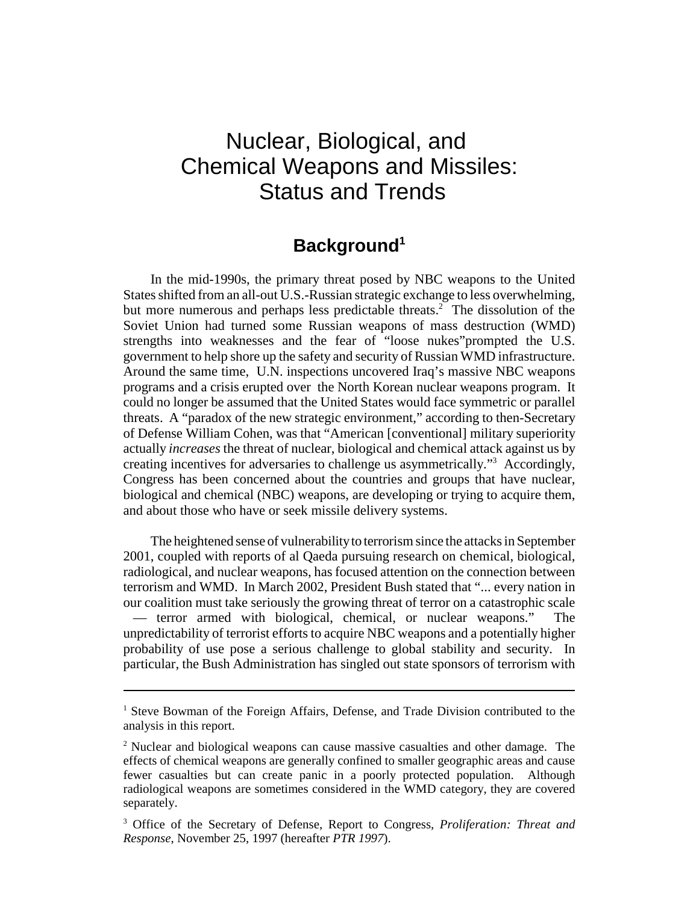# Nuclear, Biological, and Chemical Weapons and Missiles: Status and Trends

## Background[1]

In the mid-1990s, the primary threat posed by NBC weapons to the United States shifted from an all-out U.S.-Russian strategic exchange to less overwhelming, but more numerous and perhaps less predictable threats.[2] The dissolution of the Soviet Union had turned some Russian weapons of mass destruction (WMD) strengths into weaknesses and the fear of "loose nukes"prompted the U.S. government to help shore up the safety and security of Russian WMD infrastructure. Around the same time, U.N. inspections uncovered Iraq's massive NBC weapons programs and a crisis erupted over the North Korean nuclear weapons program. It could no longer be assumed that the United States would face symmetric or parallel threats. A "paradox of the new strategic environment," according to then-Secretary of Defense William Cohen, was that "American [conventional] military superiority actually *increases* the threat of nuclear, biological and chemical attack against us by creating incentives for adversaries to challenge us asymmetrically."[3] Accordingly, Congress has been concerned about the countries and groups that have nuclear, biological and chemical (NBC) weapons, are developing or trying to acquire them, and about those who have or seek missile delivery systems.

The heightened sense of vulnerability to terrorism since the attacks in September 2001, coupled with reports of al Qaeda pursuing research on chemical, biological, radiological, and nuclear weapons, has focused attention on the connection between terrorism and WMD. In March 2002, President Bush stated that "... every nation in our coalition must take seriously the growing threat of terror on a catastrophic scale — terror armed with biological, chemical, or nuclear weapons." The unpredictability of terrorist efforts to acquire NBC weapons and a potentially higher probability of use pose a serious challenge to global stability and security. In particular, the Bush Administration has singled out state sponsors of terrorism with

---

[1] Steve Bowman of the Foreign Affairs, Defense, and Trade Division contributed to the analysis in this report.

[2] Nuclear and biological weapons can cause massive casualties and other damage. The effects of chemical weapons are generally confined to smaller geographic areas and cause fewer casualties but can create panic in a poorly protected population. Although radiological weapons are sometimes considered in the WMD category, they are covered separately.

[3] Office of the Secretary of Defense, Report to Congress, *Proliferation: Threat and Response*, November 25, 1997 (hereafter *PTR 1997*).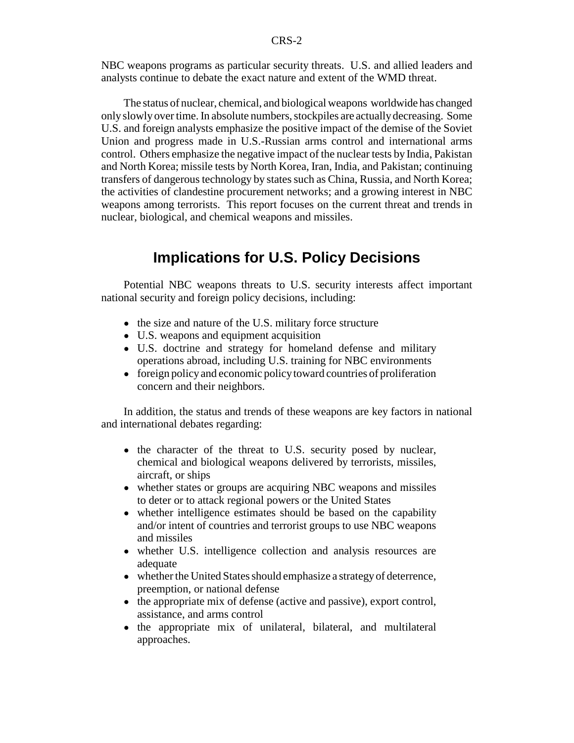NBC weapons programs as particular security threats. U.S. and allied leaders and analysts continue to debate the exact nature and extent of the WMD threat.

The status of nuclear, chemical, and biological weapons worldwide has changed only slowly over time. In absolute numbers, stockpiles are actually decreasing. Some U.S. and foreign analysts emphasize the positive impact of the demise of the Soviet Union and progress made in U.S.-Russian arms control and international arms control. Others emphasize the negative impact of the nuclear tests by India, Pakistan and North Korea; missile tests by North Korea, Iran, India, and Pakistan; continuing transfers of dangerous technology by states such as China, Russia, and North Korea; the activities of clandestine procurement networks; and a growing interest in NBC weapons among terrorists. This report focuses on the current threat and trends in nuclear, biological, and chemical weapons and missiles.

## Implications for U.S. Policy Decisions

Potential NBC weapons threats to U.S. security interests affect important national security and foreign policy decisions, including:

- the size and nature of the U.S. military force structure
- U.S. weapons and equipment acquisition
- U.S. doctrine and strategy for homeland defense and military operations abroad, including U.S. training for NBC environments
- foreign policy and economic policy toward countries of proliferation concern and their neighbors.

In addition, the status and trends of these weapons are key factors in national and international debates regarding:

- the character of the threat to U.S. security posed by nuclear, chemical and biological weapons delivered by terrorists, missiles, aircraft, or ships
- whether states or groups are acquiring NBC weapons and missiles to deter or to attack regional powers or the United States
- whether intelligence estimates should be based on the capability and/or intent of countries and terrorist groups to use NBC weapons and missiles
- whether U.S. intelligence collection and analysis resources are adequate
- whether the United States should emphasize a strategy of deterrence, preemption, or national defense
- the appropriate mix of defense (active and passive), export control, assistance, and arms control
- the appropriate mix of unilateral, bilateral, and multilateral approaches.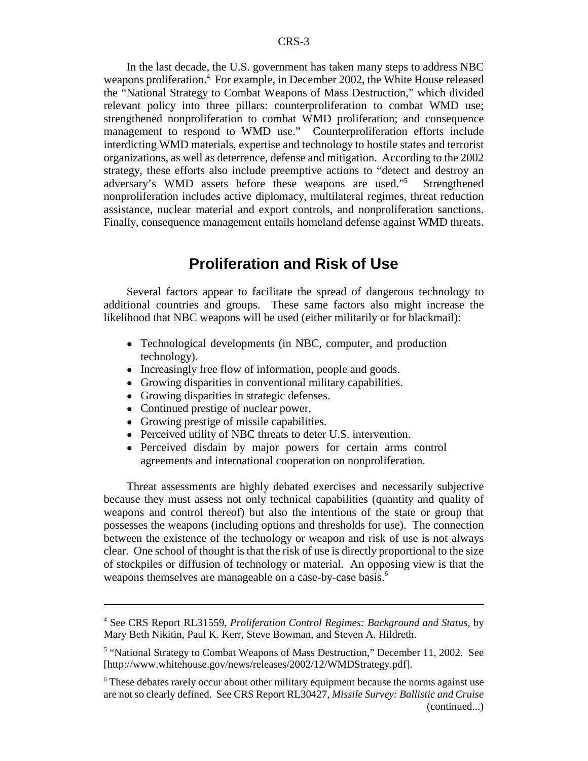In the last decade, the U.S. government has taken many steps to address NBC weapons proliferation.[4] For example, in December 2002, the White House released the "National Strategy to Combat Weapons of Mass Destruction," which divided relevant policy into three pillars: counterproliferation to combat WMD use; strengthened nonproliferation to combat WMD proliferation; and consequence management to respond to WMD use." Counterproliferation efforts include interdicting WMD materials, expertise and technology to hostile states and terrorist organizations, as well as deterrence, defense and mitigation. According to the 2002 strategy, these efforts also include preemptive actions to "detect and destroy an adversary's WMD assets before these weapons are used."[5] Strengthened nonproliferation includes active diplomacy, multilateral regimes, threat reduction assistance, nuclear material and export controls, and nonproliferation sanctions. Finally, consequence management entails homeland defense against WMD threats.

## Proliferation and Risk of Use

Several factors appear to facilitate the spread of dangerous technology to additional countries and groups. These same factors also might increase the likelihood that NBC weapons will be used (either militarily or for blackmail):

- Technological developments (in NBC, computer, and production technology).
- Increasingly free flow of information, people and goods.
- Growing disparities in conventional military capabilities.
- Growing disparities in strategic defenses.
- Continued prestige of nuclear power.
- Growing prestige of missile capabilities.
- Perceived utility of NBC threats to deter U.S. intervention.
- Perceived disdain by major powers for certain arms control agreements and international cooperation on nonproliferation.

Threat assessments are highly debated exercises and necessarily subjective because they must assess not only technical capabilities (quantity and quality of weapons and control thereof) but also the intentions of the state or group that possesses the weapons (including options and thresholds for use). The connection between the existence of the technology or weapon and risk of use is not always clear. One school of thought is that the risk of use is directly proportional to the size of stockpiles or diffusion of technology or material. An opposing view is that the weapons themselves are manageable on a case-by-case basis.[6]

---

[4] See CRS Report RL31559, *Proliferation Control Regimes: Background and Status*, by Mary Beth Nikitin, Paul K. Kerr, Steve Bowman, and Steven A. Hildreth.

[5] "National Strategy to Combat Weapons of Mass Destruction," December 11, 2002. See [http://www.whitehouse.gov/news/releases/2002/12/WMDStrategy.pdf].

[6] These debates rarely occur about other military equipment because the norms against use are not so clearly defined. See CRS Report RL30427, *Missile Survey: Ballistic and Cruise* (continued...)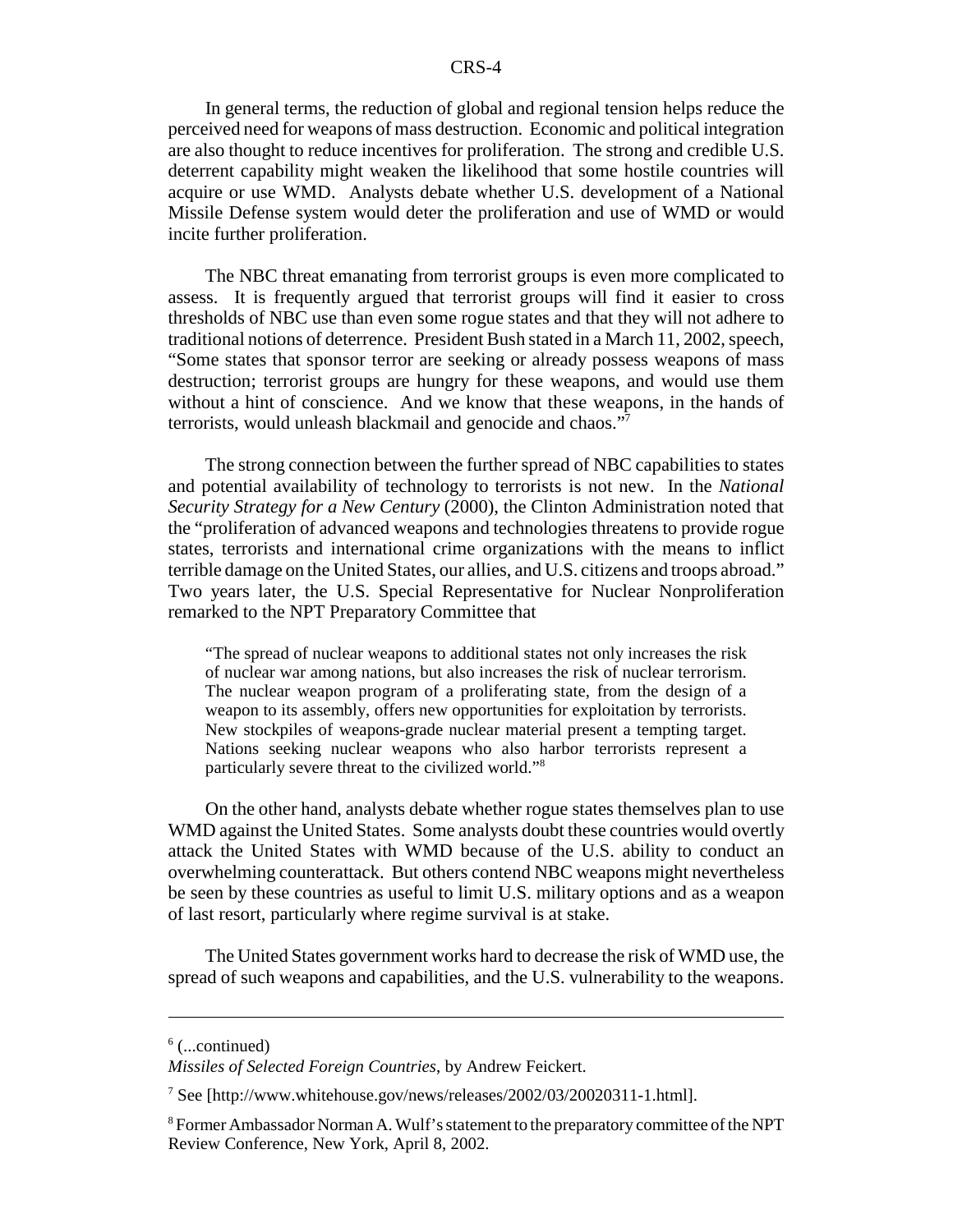In general terms, the reduction of global and regional tension helps reduce the perceived need for weapons of mass destruction. Economic and political integration are also thought to reduce incentives for proliferation. The strong and credible U.S. deterrent capability might weaken the likelihood that some hostile countries will acquire or use WMD. Analysts debate whether U.S. development of a National Missile Defense system would deter the proliferation and use of WMD or would incite further proliferation.

The NBC threat emanating from terrorist groups is even more complicated to assess. It is frequently argued that terrorist groups will find it easier to cross thresholds of NBC use than even some rogue states and that they will not adhere to traditional notions of deterrence. President Bush stated in a March 11, 2002, speech, "Some states that sponsor terror are seeking or already possess weapons of mass destruction; terrorist groups are hungry for these weapons, and would use them without a hint of conscience. And we know that these weapons, in the hands of terrorists, would unleash blackmail and genocide and chaos."[7]

The strong connection between the further spread of NBC capabilities to states and potential availability of technology to terrorists is not new. In the *National Security Strategy for a New Century* (2000), the Clinton Administration noted that the "proliferation of advanced weapons and technologies threatens to provide rogue states, terrorists and international crime organizations with the means to inflict terrible damage on the United States, our allies, and U.S. citizens and troops abroad." Two years later, the U.S. Special Representative for Nuclear Nonproliferation remarked to the NPT Preparatory Committee that

> "The spread of nuclear weapons to additional states not only increases the risk of nuclear war among nations, but also increases the risk of nuclear terrorism. The nuclear weapon program of a proliferating state, from the design of a weapon to its assembly, offers new opportunities for exploitation by terrorists. New stockpiles of weapons-grade nuclear material present a tempting target. Nations seeking nuclear weapons who also harbor terrorists represent a particularly severe threat to the civilized world."[8]

On the other hand, analysts debate whether rogue states themselves plan to use WMD against the United States. Some analysts doubt these countries would overtly attack the United States with WMD because of the U.S. ability to conduct an overwhelming counterattack. But others contend NBC weapons might nevertheless be seen by these countries as useful to limit U.S. military options and as a weapon of last resort, particularly where regime survival is at stake.

The United States government works hard to decrease the risk of WMD use, the spread of such weapons and capabilities, and the U.S. vulnerability to the weapons.

---

[6] (...continued)
*Missiles of Selected Foreign Countries*, by Andrew Feickert.

[7] See [http://www.whitehouse.gov/news/releases/2002/03/20020311-1.html].

[8] Former Ambassador Norman A. Wulf's statement to the preparatory committee of the NPT Review Conference, New York, April 8, 2002.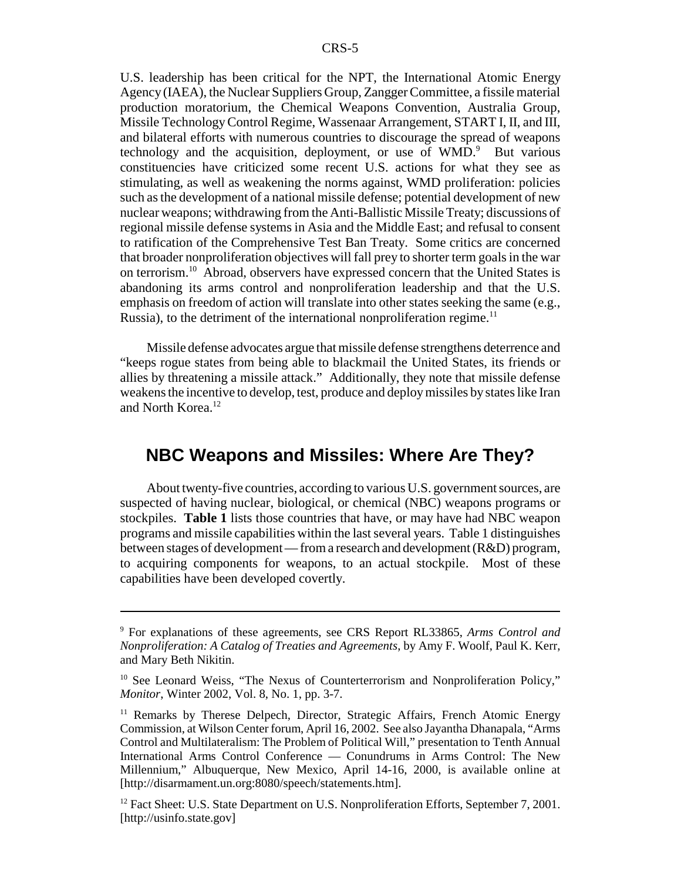U.S. leadership has been critical for the NPT, the International Atomic Energy Agency (IAEA), the Nuclear Suppliers Group, Zangger Committee, a fissile material production moratorium, the Chemical Weapons Convention, Australia Group, Missile Technology Control Regime, Wassenaar Arrangement, START I, II, and III, and bilateral efforts with numerous countries to discourage the spread of weapons technology and the acquisition, deployment, or use of WMD.[9] But various constituencies have criticized some recent U.S. actions for what they see as stimulating, as well as weakening the norms against, WMD proliferation: policies such as the development of a national missile defense; potential development of new nuclear weapons; withdrawing from the Anti-Ballistic Missile Treaty; discussions of regional missile defense systems in Asia and the Middle East; and refusal to consent to ratification of the Comprehensive Test Ban Treaty. Some critics are concerned that broader nonproliferation objectives will fall prey to shorter term goals in the war on terrorism.[10] Abroad, observers have expressed concern that the United States is abandoning its arms control and nonproliferation leadership and that the U.S. emphasis on freedom of action will translate into other states seeking the same (e.g., Russia), to the detriment of the international nonproliferation regime.[11]

Missile defense advocates argue that missile defense strengthens deterrence and "keeps rogue states from being able to blackmail the United States, its friends or allies by threatening a missile attack." Additionally, they note that missile defense weakens the incentive to develop, test, produce and deploy missiles by states like Iran and North Korea.[12]

## NBC Weapons and Missiles: Where Are They?

About twenty-five countries, according to various U.S. government sources, are suspected of having nuclear, biological, or chemical (NBC) weapons programs or stockpiles. **Table 1** lists those countries that have, or may have had NBC weapon programs and missile capabilities within the last several years. Table 1 distinguishes between stages of development — from a research and development (R&D) program, to acquiring components for weapons, to an actual stockpile. Most of these capabilities have been developed covertly.

---

[9] For explanations of these agreements, see CRS Report RL33865, *Arms Control and Nonproliferation: A Catalog of Treaties and Agreements*, by Amy F. Woolf, Paul K. Kerr, and Mary Beth Nikitin.

[10] See Leonard Weiss, "The Nexus of Counterterrorism and Nonproliferation Policy," *Monitor*, Winter 2002, Vol. 8, No. 1, pp. 3-7.

[11] Remarks by Therese Delpech, Director, Strategic Affairs, French Atomic Energy Commission, at Wilson Center forum, April 16, 2002. See also Jayantha Dhanapala, "Arms Control and Multilateralism: The Problem of Political Will," presentation to Tenth Annual International Arms Control Conference — Conundrums in Arms Control: The New Millennium," Albuquerque, New Mexico, April 14-16, 2000, is available online at [http://disarmament.un.org:8080/speech/statements.htm].

[12] Fact Sheet: U.S. State Department on U.S. Nonproliferation Efforts, September 7, 2001. [http://usinfo.state.gov]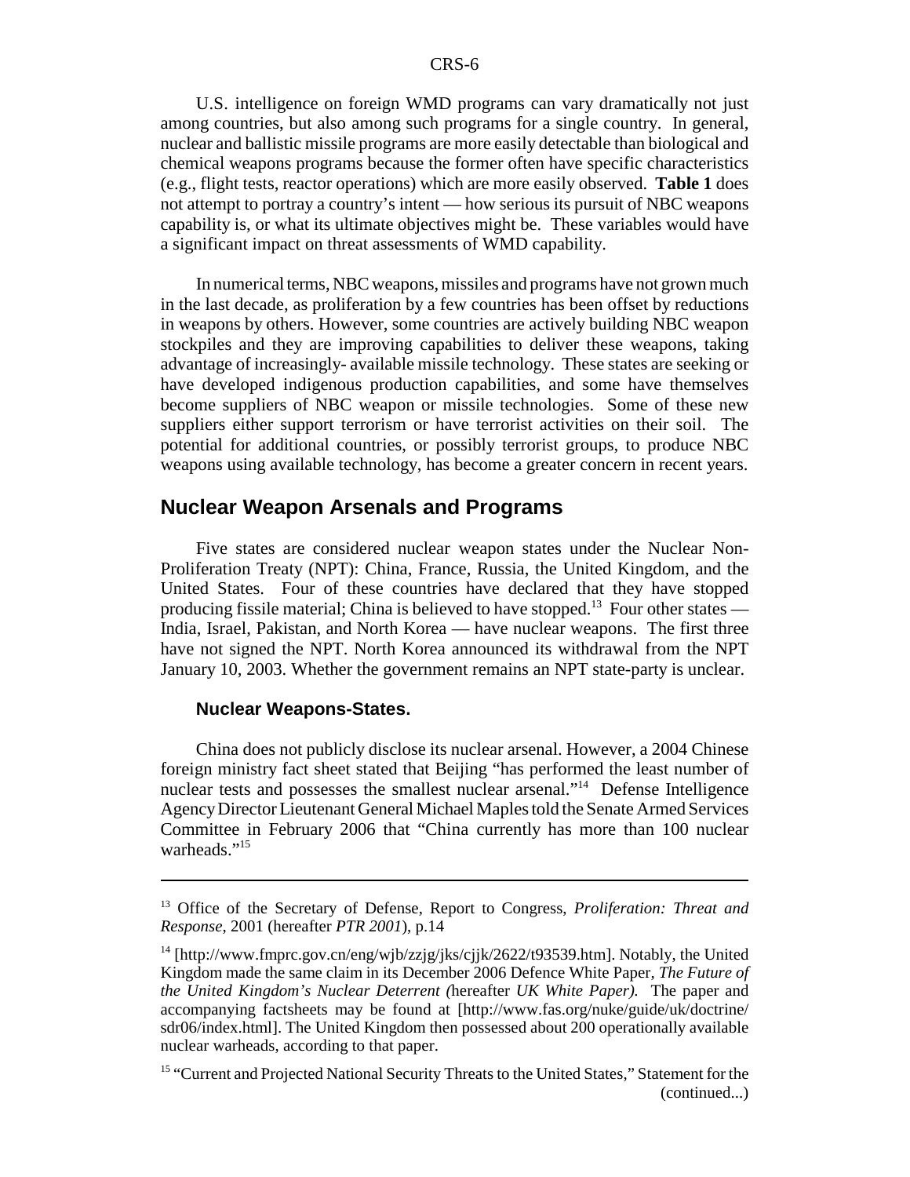U.S. intelligence on foreign WMD programs can vary dramatically not just among countries, but also among such programs for a single country. In general, nuclear and ballistic missile programs are more easily detectable than biological and chemical weapons programs because the former often have specific characteristics (e.g., flight tests, reactor operations) which are more easily observed. **Table 1** does not attempt to portray a country's intent — how serious its pursuit of NBC weapons capability is, or what its ultimate objectives might be. These variables would have a significant impact on threat assessments of WMD capability.

In numerical terms, NBC weapons, missiles and programs have not grown much in the last decade, as proliferation by a few countries has been offset by reductions in weapons by others. However, some countries are actively building NBC weapon stockpiles and they are improving capabilities to deliver these weapons, taking advantage of increasingly- available missile technology. These states are seeking or have developed indigenous production capabilities, and some have themselves become suppliers of NBC weapon or missile technologies. Some of these new suppliers either support terrorism or have terrorist activities on their soil. The potential for additional countries, or possibly terrorist groups, to produce NBC weapons using available technology, has become a greater concern in recent years.

## Nuclear Weapon Arsenals and Programs

Five states are considered nuclear weapon states under the Nuclear Non-Proliferation Treaty (NPT): China, France, Russia, the United Kingdom, and the United States. Four of these countries have declared that they have stopped producing fissile material; China is believed to have stopped.[13] Four other states — India, Israel, Pakistan, and North Korea — have nuclear weapons. The first three have not signed the NPT. North Korea announced its withdrawal from the NPT January 10, 2003. Whether the government remains an NPT state-party is unclear.

### Nuclear Weapons-States.

China does not publicly disclose its nuclear arsenal. However, a 2004 Chinese foreign ministry fact sheet stated that Beijing "has performed the least number of nuclear tests and possesses the smallest nuclear arsenal."[14] Defense Intelligence Agency Director Lieutenant General Michael Maples told the Senate Armed Services Committee in February 2006 that "China currently has more than 100 nuclear warheads."[15]

---

[13] Office of the Secretary of Defense, Report to Congress, *Proliferation: Threat and Response*, 2001 (hereafter *PTR 2001*), p.14

[14] [http://www.fmprc.gov.cn/eng/wjb/zzjg/jks/cjjk/2622/t93539.htm]. Notably, the United Kingdom made the same claim in its December 2006 Defence White Paper, *The Future of the United Kingdom's Nuclear Deterrent (*hereafter *UK White Paper).* The paper and accompanying factsheets may be found at [http://www.fas.org/nuke/guide/uk/doctrine/sdr06/index.html]. The United Kingdom then possessed about 200 operationally available nuclear warheads, according to that paper.

[15] "Current and Projected National Security Threats to the United States," Statement for the (continued...)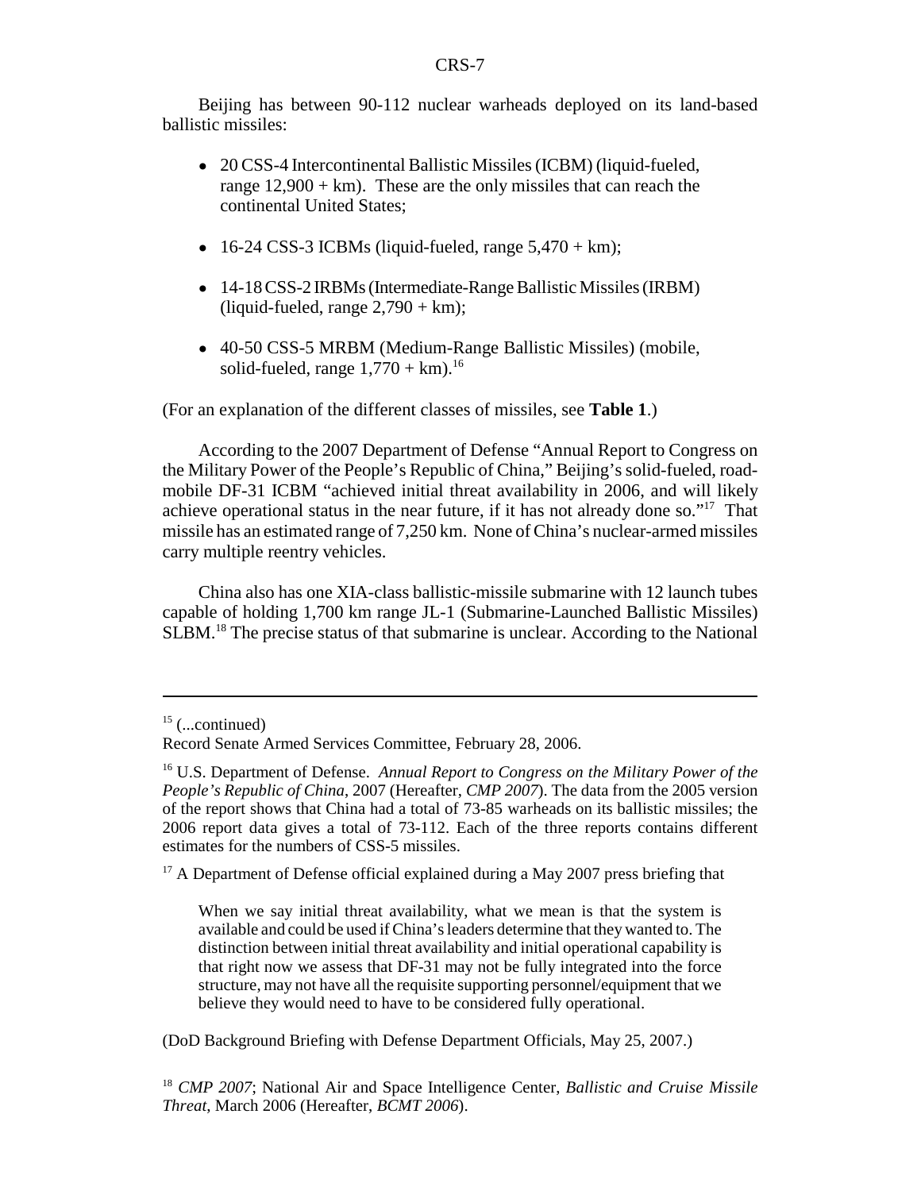Beijing has between 90-112 nuclear warheads deployed on its land-based ballistic missiles:

- 20 CSS-4 Intercontinental Ballistic Missiles (ICBM) (liquid-fueled, range 12,900 + km). These are the only missiles that can reach the continental United States;
- 16-24 CSS-3 ICBMs (liquid-fueled, range 5,470 + km);
- 14-18 CSS-2 IRBMs (Intermediate-Range Ballistic Missiles (IRBM) (liquid-fueled, range 2,790 + km);
- 40-50 CSS-5 MRBM (Medium-Range Ballistic Missiles) (mobile, solid-fueled, range 1,770 + km).[16]

(For an explanation of the different classes of missiles, see **Table 1**.)

According to the 2007 Department of Defense "Annual Report to Congress on the Military Power of the People's Republic of China," Beijing's solid-fueled, road-mobile DF-31 ICBM "achieved initial threat availability in 2006, and will likely achieve operational status in the near future, if it has not already done so."[17] That missile has an estimated range of 7,250 km. None of China's nuclear-armed missiles carry multiple reentry vehicles.

China also has one XIA-class ballistic-missile submarine with 12 launch tubes capable of holding 1,700 km range JL-1 (Submarine-Launched Ballistic Missiles) SLBM.[18] The precise status of that submarine is unclear. According to the National

---

[15] (...continued)
Record Senate Armed Services Committee, February 28, 2006.

[16] U.S. Department of Defense. *Annual Report to Congress on the Military Power of the People's Republic of China*, 2007 (Hereafter, *CMP 2007*). The data from the 2005 version of the report shows that China had a total of 73-85 warheads on its ballistic missiles; the 2006 report data gives a total of 73-112. Each of the three reports contains different estimates for the numbers of CSS-5 missiles.

[17] A Department of Defense official explained during a May 2007 press briefing that

> When we say initial threat availability, what we mean is that the system is available and could be used if China's leaders determine that they wanted to. The distinction between initial threat availability and initial operational capability is that right now we assess that DF-31 may not be fully integrated into the force structure, may not have all the requisite supporting personnel/equipment that we believe they would need to have to be considered fully operational.

(DoD Background Briefing with Defense Department Officials, May 25, 2007.)

[18] *CMP 2007*; National Air and Space Intelligence Center, *Ballistic and Cruise Missile Threat*, March 2006 (Hereafter, *BCMT 2006*).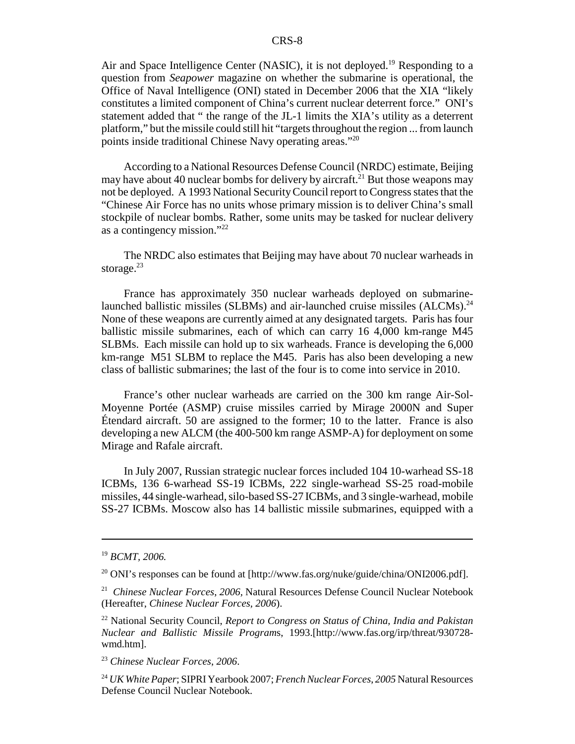Air and Space Intelligence Center (NASIC), it is not deployed.[19] Responding to a question from *Seapower* magazine on whether the submarine is operational, the Office of Naval Intelligence (ONI) stated in December 2006 that the XIA "likely constitutes a limited component of China's current nuclear deterrent force." ONI's statement added that " the range of the JL-1 limits the XIA's utility as a deterrent platform," but the missile could still hit "targets throughout the region ... from launch points inside traditional Chinese Navy operating areas."[20]

According to a National Resources Defense Council (NRDC) estimate, Beijing may have about 40 nuclear bombs for delivery by aircraft.[21] But those weapons may not be deployed. A 1993 National Security Council report to Congress states that the "Chinese Air Force has no units whose primary mission is to deliver China's small stockpile of nuclear bombs. Rather, some units may be tasked for nuclear delivery as a contingency mission."[22]

The NRDC also estimates that Beijing may have about 70 nuclear warheads in storage.[23]

France has approximately 350 nuclear warheads deployed on submarine-launched ballistic missiles (SLBMs) and air-launched cruise missiles (ALCMs).[24] None of these weapons are currently aimed at any designated targets. Paris has four ballistic missile submarines, each of which can carry 16 4,000 km-range M45 SLBMs. Each missile can hold up to six warheads. France is developing the 6,000 km-range M51 SLBM to replace the M45. Paris has also been developing a new class of ballistic submarines; the last of the four is to come into service in 2010.

France's other nuclear warheads are carried on the 300 km range Air-Sol-Moyenne Portée (ASMP) cruise missiles carried by Mirage 2000N and Super Étendard aircraft. 50 are assigned to the former; 10 to the latter. France is also developing a new ALCM (the 400-500 km range ASMP-A) for deployment on some Mirage and Rafale aircraft.

In July 2007, Russian strategic nuclear forces included 104 10-warhead SS-18 ICBMs, 136 6-warhead SS-19 ICBMs, 222 single-warhead SS-25 road-mobile missiles, 44 single-warhead, silo-based SS-27 ICBMs, and 3 single-warhead, mobile SS-27 ICBMs. Moscow also has 14 ballistic missile submarines, equipped with a

---

[19] *BCMT, 2006.*

[20] ONI's responses can be found at [http://www.fas.org/nuke/guide/china/ONI2006.pdf].

[21] *Chinese Nuclear Forces, 2006,* Natural Resources Defense Council Nuclear Notebook (Hereafter, *Chinese Nuclear Forces, 2006*).

[22] National Security Council, *Report to Congress on Status of China, India and Pakistan Nuclear and Ballistic Missile Programs*, 1993.[http://www.fas.org/irp/threat/930728-wmd.htm].

[23] *Chinese Nuclear Forces, 2006*.

[24] *UK White Paper*; SIPRI Yearbook 2007; *French Nuclear Forces, 2005* Natural Resources Defense Council Nuclear Notebook.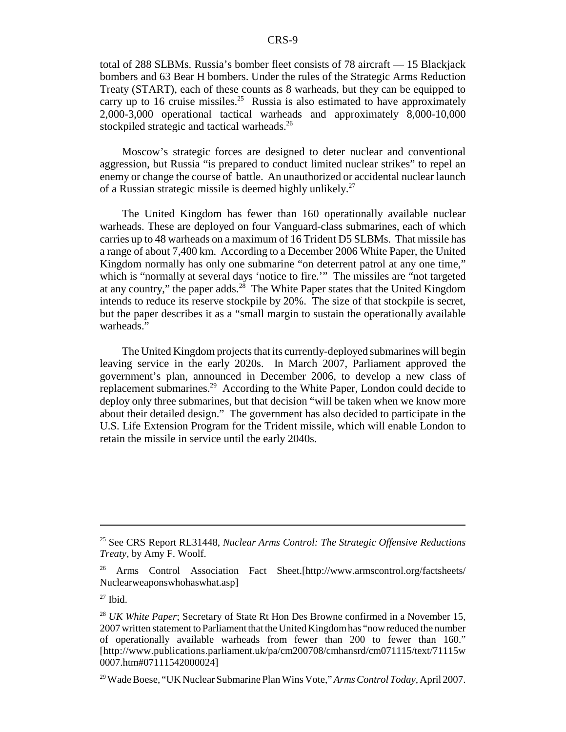total of 288 SLBMs. Russia's bomber fleet consists of 78 aircraft — 15 Blackjack bombers and 63 Bear H bombers. Under the rules of the Strategic Arms Reduction Treaty (START), each of these counts as 8 warheads, but they can be equipped to carry up to 16 cruise missiles.[25] Russia is also estimated to have approximately 2,000-3,000 operational tactical warheads and approximately 8,000-10,000 stockpiled strategic and tactical warheads.[26]

Moscow's strategic forces are designed to deter nuclear and conventional aggression, but Russia "is prepared to conduct limited nuclear strikes" to repel an enemy or change the course of battle. An unauthorized or accidental nuclear launch of a Russian strategic missile is deemed highly unlikely.[27]

The United Kingdom has fewer than 160 operationally available nuclear warheads. These are deployed on four Vanguard-class submarines, each of which carries up to 48 warheads on a maximum of 16 Trident D5 SLBMs. That missile has a range of about 7,400 km. According to a December 2006 White Paper, the United Kingdom normally has only one submarine "on deterrent patrol at any one time," which is "normally at several days 'notice to fire.'" The missiles are "not targeted at any country," the paper adds.[28] The White Paper states that the United Kingdom intends to reduce its reserve stockpile by 20%. The size of that stockpile is secret, but the paper describes it as a "small margin to sustain the operationally available warheads."

The United Kingdom projects that its currently-deployed submarines will begin leaving service in the early 2020s. In March 2007, Parliament approved the government's plan, announced in December 2006, to develop a new class of replacement submarines.[29] According to the White Paper, London could decide to deploy only three submarines, but that decision "will be taken when we know more about their detailed design." The government has also decided to participate in the U.S. Life Extension Program for the Trident missile, which will enable London to retain the missile in service until the early 2040s.

---

[25] See CRS Report RL31448, *Nuclear Arms Control: The Strategic Offensive Reductions Treaty*, by Amy F. Woolf.

[26] Arms Control Association Fact Sheet.[http://www.armscontrol.org/factsheets/Nuclearweaponswhohaswhat.asp]

[27] Ibid.

[28] *UK White Paper*; Secretary of State Rt Hon Des Browne confirmed in a November 15, 2007 written statement to Parliament that the United Kingdom has "now reduced the number of operationally available warheads from fewer than 200 to fewer than 160." [http://www.publications.parliament.uk/pa/cm200708/cmhansrd/cm071115/text/71115w0007.htm#07111542000024]

[29] Wade Boese, "UK Nuclear Submarine Plan Wins Vote," *Arms Control Today*, April 2007.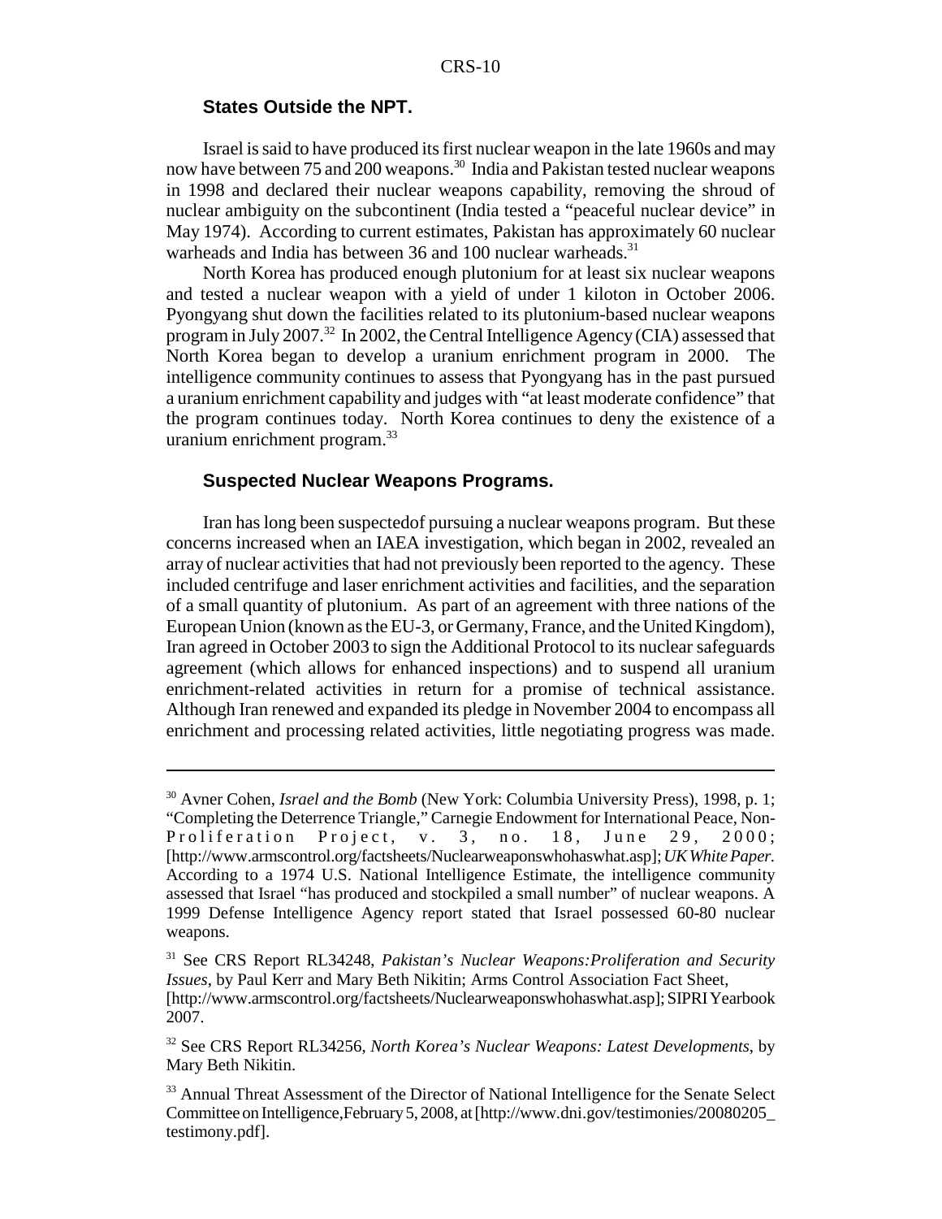### States Outside the NPT.

Israel is said to have produced its first nuclear weapon in the late 1960s and may now have between 75 and 200 weapons.[30] India and Pakistan tested nuclear weapons in 1998 and declared their nuclear weapons capability, removing the shroud of nuclear ambiguity on the subcontinent (India tested a "peaceful nuclear device" in May 1974). According to current estimates, Pakistan has approximately 60 nuclear warheads and India has between 36 and 100 nuclear warheads.[31]

North Korea has produced enough plutonium for at least six nuclear weapons and tested a nuclear weapon with a yield of under 1 kiloton in October 2006. Pyongyang shut down the facilities related to its plutonium-based nuclear weapons program in July 2007.[32] In 2002, the Central Intelligence Agency (CIA) assessed that North Korea began to develop a uranium enrichment program in 2000. The intelligence community continues to assess that Pyongyang has in the past pursued a uranium enrichment capability and judges with "at least moderate confidence" that the program continues today. North Korea continues to deny the existence of a uranium enrichment program.[33]

### Suspected Nuclear Weapons Programs.

Iran has long been suspectedof pursuing a nuclear weapons program. But these concerns increased when an IAEA investigation, which began in 2002, revealed an array of nuclear activities that had not previously been reported to the agency. These included centrifuge and laser enrichment activities and facilities, and the separation of a small quantity of plutonium. As part of an agreement with three nations of the European Union (known as the EU-3, or Germany, France, and the United Kingdom), Iran agreed in October 2003 to sign the Additional Protocol to its nuclear safeguards agreement (which allows for enhanced inspections) and to suspend all uranium enrichment-related activities in return for a promise of technical assistance. Although Iran renewed and expanded its pledge in November 2004 to encompass all enrichment and processing related activities, little negotiating progress was made.

---

[30] Avner Cohen, *Israel and the Bomb* (New York: Columbia University Press), 1998, p. 1; "Completing the Deterrence Triangle," Carnegie Endowment for International Peace, Non-Proliferation Project, v. 3, no. 18, June 29, 2000; [http://www.armscontrol.org/factsheets/Nuclearweaponswhohaswhat.asp]; *UK White Paper.* According to a 1974 U.S. National Intelligence Estimate, the intelligence community assessed that Israel "has produced and stockpiled a small number" of nuclear weapons. A 1999 Defense Intelligence Agency report stated that Israel possessed 60-80 nuclear weapons.

[31] See CRS Report RL34248, *Pakistan's Nuclear Weapons:Proliferation and Security Issues*, by Paul Kerr and Mary Beth Nikitin; Arms Control Association Fact Sheet, [http://www.armscontrol.org/factsheets/Nuclearweaponswhohaswhat.asp]; SIPRI Yearbook 2007.

[32] See CRS Report RL34256, *North Korea's Nuclear Weapons: Latest Developments*, by Mary Beth Nikitin.

[33] Annual Threat Assessment of the Director of National Intelligence for the Senate Select Committee on Intelligence,February 5, 2008, at [http://www.dni.gov/testimonies/20080205_testimony.pdf].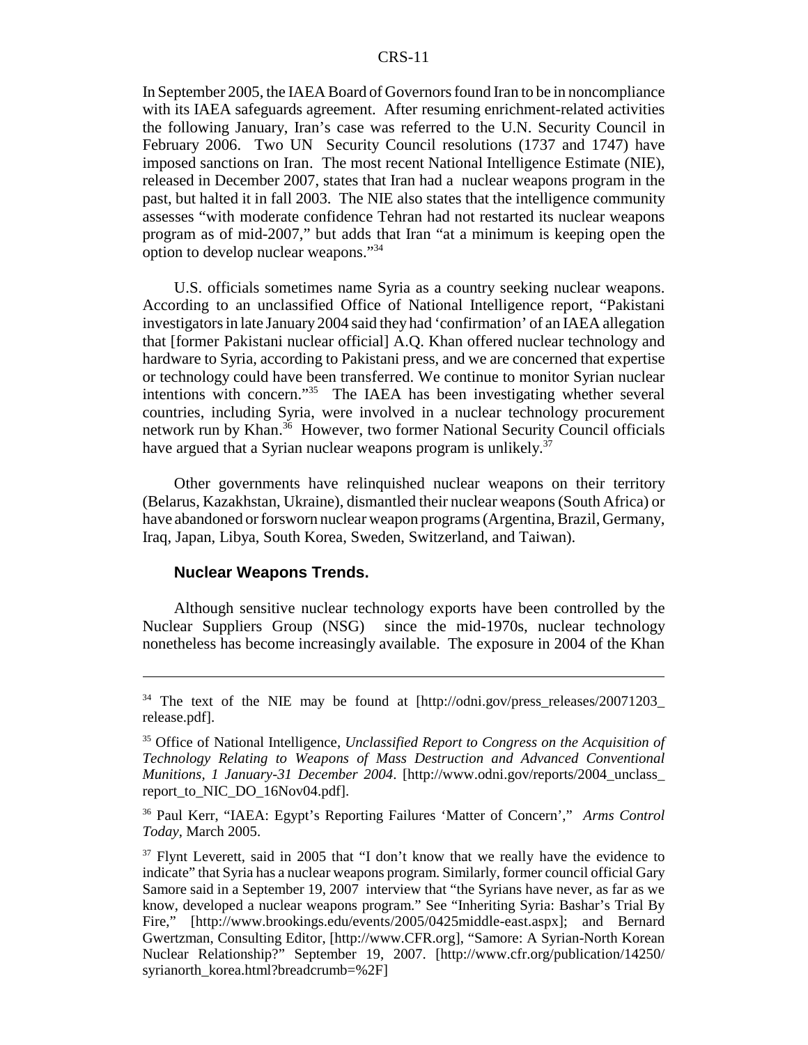In September 2005, the IAEA Board of Governors found Iran to be in noncompliance with its IAEA safeguards agreement. After resuming enrichment-related activities the following January, Iran's case was referred to the U.N. Security Council in February 2006. Two UN Security Council resolutions (1737 and 1747) have imposed sanctions on Iran. The most recent National Intelligence Estimate (NIE), released in December 2007, states that Iran had a nuclear weapons program in the past, but halted it in fall 2003. The NIE also states that the intelligence community assesses "with moderate confidence Tehran had not restarted its nuclear weapons program as of mid-2007," but adds that Iran "at a minimum is keeping open the option to develop nuclear weapons."[34]

U.S. officials sometimes name Syria as a country seeking nuclear weapons. According to an unclassified Office of National Intelligence report, "Pakistani investigators in late January 2004 said they had 'confirmation' of an IAEA allegation that [former Pakistani nuclear official] A.Q. Khan offered nuclear technology and hardware to Syria, according to Pakistani press, and we are concerned that expertise or technology could have been transferred. We continue to monitor Syrian nuclear intentions with concern."[35] The IAEA has been investigating whether several countries, including Syria, were involved in a nuclear technology procurement network run by Khan.[36] However, two former National Security Council officials have argued that a Syrian nuclear weapons program is unlikely.[37]

Other governments have relinquished nuclear weapons on their territory (Belarus, Kazakhstan, Ukraine), dismantled their nuclear weapons (South Africa) or have abandoned or forsworn nuclear weapon programs (Argentina, Brazil, Germany, Iraq, Japan, Libya, South Korea, Sweden, Switzerland, and Taiwan).

### Nuclear Weapons Trends.

Although sensitive nuclear technology exports have been controlled by the Nuclear Suppliers Group (NSG) since the mid-1970s, nuclear technology nonetheless has become increasingly available. The exposure in 2004 of the Khan

---

[34] The text of the NIE may be found at [http://odni.gov/press_releases/20071203_release.pdf].

[35] Office of National Intelligence, *Unclassified Report to Congress on the Acquisition of Technology Relating to Weapons of Mass Destruction and Advanced Conventional Munitions, 1 January-31 December 2004*. [http://www.odni.gov/reports/2004_unclass_report_to_NIC_DO_16Nov04.pdf].

[36] Paul Kerr, "IAEA: Egypt's Reporting Failures 'Matter of Concern'," *Arms Control Today*, March 2005.

[37] Flynt Leverett, said in 2005 that "I don't know that we really have the evidence to indicate" that Syria has a nuclear weapons program. Similarly, former council official Gary Samore said in a September 19, 2007 interview that "the Syrians have never, as far as we know, developed a nuclear weapons program." See "Inheriting Syria: Bashar's Trial By Fire," [http://www.brookings.edu/events/2005/0425middle-east.aspx]; and Bernard Gwertzman, Consulting Editor, [http://www.CFR.org], "Samore: A Syrian-North Korean Nuclear Relationship?" September 19, 2007. [http://www.cfr.org/publication/14250/syrianorth_korea.html?breadcrumb=%2F]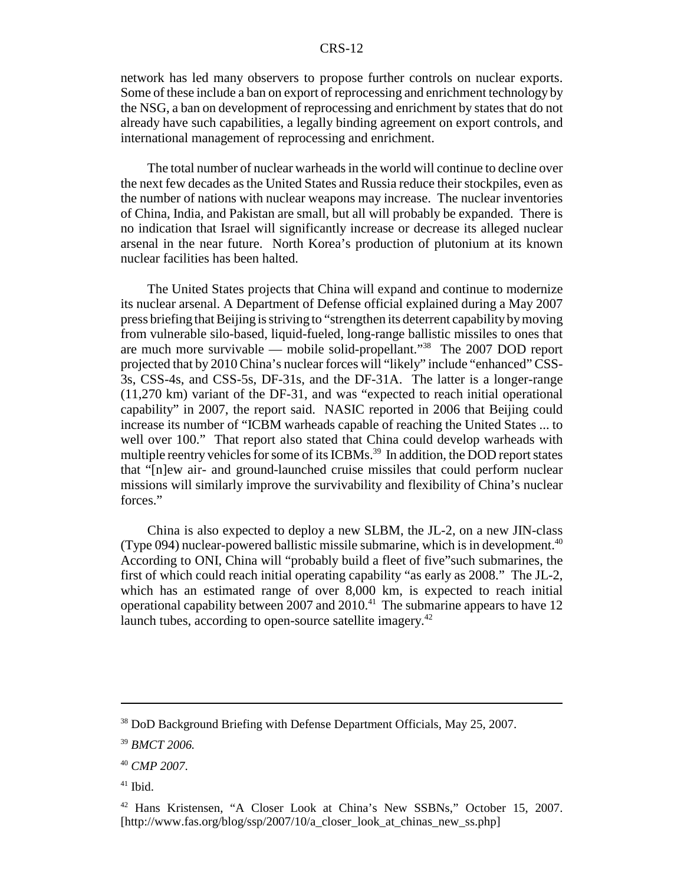network has led many observers to propose further controls on nuclear exports. Some of these include a ban on export of reprocessing and enrichment technology by the NSG, a ban on development of reprocessing and enrichment by states that do not already have such capabilities, a legally binding agreement on export controls, and international management of reprocessing and enrichment.

The total number of nuclear warheads in the world will continue to decline over the next few decades as the United States and Russia reduce their stockpiles, even as the number of nations with nuclear weapons may increase. The nuclear inventories of China, India, and Pakistan are small, but all will probably be expanded. There is no indication that Israel will significantly increase or decrease its alleged nuclear arsenal in the near future. North Korea's production of plutonium at its known nuclear facilities has been halted.

The United States projects that China will expand and continue to modernize its nuclear arsenal. A Department of Defense official explained during a May 2007 press briefing that Beijing is striving to "strengthen its deterrent capability by moving from vulnerable silo-based, liquid-fueled, long-range ballistic missiles to ones that are much more survivable — mobile solid-propellant."[38] The 2007 DOD report projected that by 2010 China's nuclear forces will "likely" include "enhanced" CSS-3s, CSS-4s, and CSS-5s, DF-31s, and the DF-31A. The latter is a longer-range (11,270 km) variant of the DF-31, and was "expected to reach initial operational capability" in 2007, the report said. NASIC reported in 2006 that Beijing could increase its number of "ICBM warheads capable of reaching the United States ... to well over 100." That report also stated that China could develop warheads with multiple reentry vehicles for some of its ICBMs.[39] In addition, the DOD report states that "[n]ew air- and ground-launched cruise missiles that could perform nuclear missions will similarly improve the survivability and flexibility of China's nuclear forces."

China is also expected to deploy a new SLBM, the JL-2, on a new JIN-class (Type 094) nuclear-powered ballistic missile submarine, which is in development.[40] According to ONI, China will "probably build a fleet of five"such submarines, the first of which could reach initial operating capability "as early as 2008." The JL-2, which has an estimated range of over 8,000 km, is expected to reach initial operational capability between 2007 and 2010.[41] The submarine appears to have 12 launch tubes, according to open-source satellite imagery.[42]

---

[38] DoD Background Briefing with Defense Department Officials, May 25, 2007.

[39] *BMCT 2006.*

[40] *CMP 2007*.

[41] Ibid.

[42] Hans Kristensen, "A Closer Look at China's New SSBNs," October 15, 2007. [http://www.fas.org/blog/ssp/2007/10/a_closer_look_at_chinas_new_ss.php]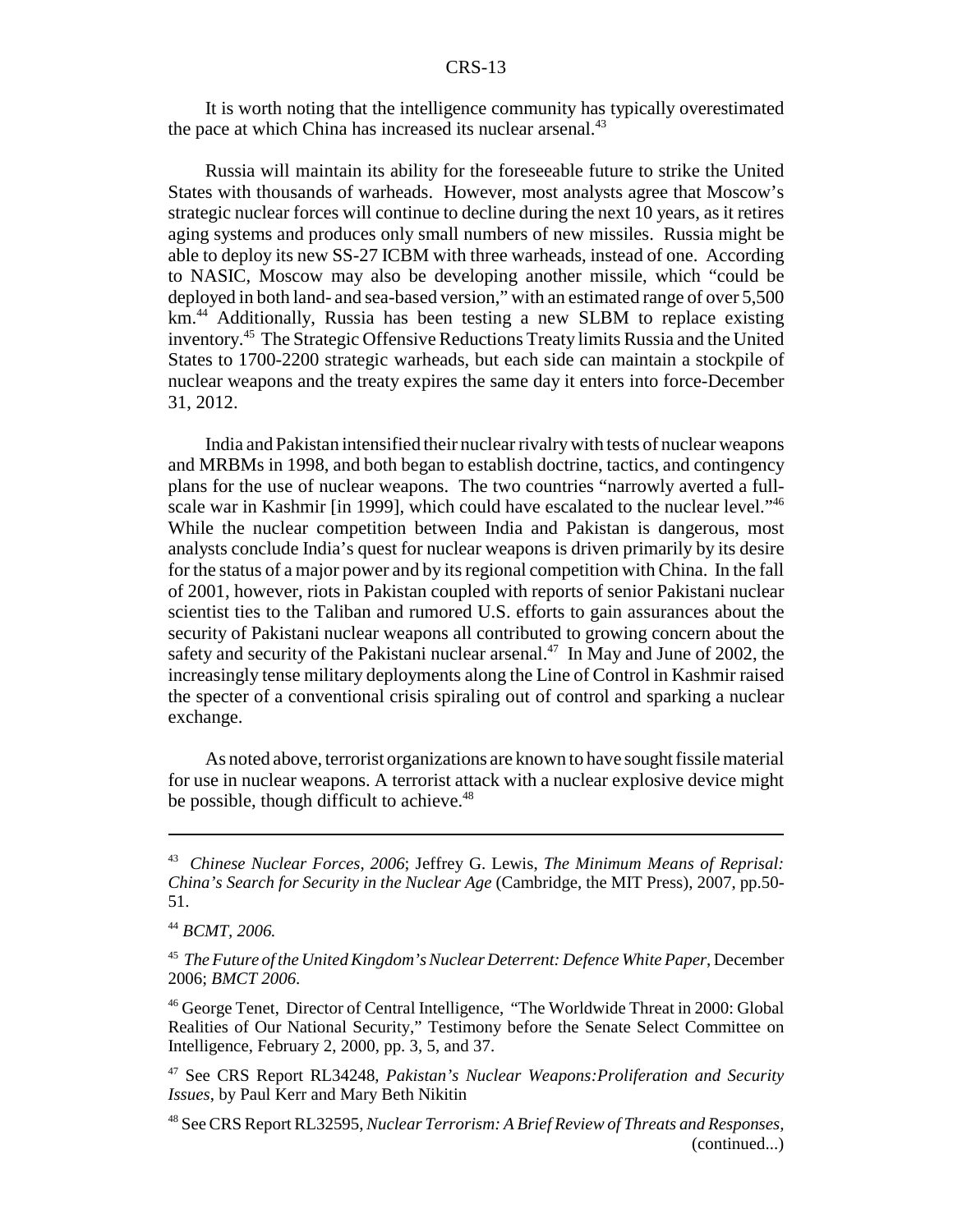It is worth noting that the intelligence community has typically overestimated the pace at which China has increased its nuclear arsenal.[43]

Russia will maintain its ability for the foreseeable future to strike the United States with thousands of warheads. However, most analysts agree that Moscow's strategic nuclear forces will continue to decline during the next 10 years, as it retires aging systems and produces only small numbers of new missiles. Russia might be able to deploy its new SS-27 ICBM with three warheads, instead of one. According to NASIC, Moscow may also be developing another missile, which "could be deployed in both land- and sea-based version," with an estimated range of over 5,500 km.[44] Additionally, Russia has been testing a new SLBM to replace existing inventory.[45] The Strategic Offensive Reductions Treaty limits Russia and the United States to 1700-2200 strategic warheads, but each side can maintain a stockpile of nuclear weapons and the treaty expires the same day it enters into force-December 31, 2012.

India and Pakistan intensified their nuclear rivalry with tests of nuclear weapons and MRBMs in 1998, and both began to establish doctrine, tactics, and contingency plans for the use of nuclear weapons. The two countries "narrowly averted a full-scale war in Kashmir [in 1999], which could have escalated to the nuclear level."[46] While the nuclear competition between India and Pakistan is dangerous, most analysts conclude India's quest for nuclear weapons is driven primarily by its desire for the status of a major power and by its regional competition with China. In the fall of 2001, however, riots in Pakistan coupled with reports of senior Pakistani nuclear scientist ties to the Taliban and rumored U.S. efforts to gain assurances about the security of Pakistani nuclear weapons all contributed to growing concern about the safety and security of the Pakistani nuclear arsenal.[47] In May and June of 2002, the increasingly tense military deployments along the Line of Control in Kashmir raised the specter of a conventional crisis spiraling out of control and sparking a nuclear exchange.

As noted above, terrorist organizations are known to have sought fissile material for use in nuclear weapons. A terrorist attack with a nuclear explosive device might be possible, though difficult to achieve.[48]

---

[43] *Chinese Nuclear Forces, 2006*; Jeffrey G. Lewis, *The Minimum Means of Reprisal: China's Search for Security in the Nuclear Age* (Cambridge, the MIT Press), 2007, pp.50-51.

[44] *BCMT, 2006.*

[45] *The Future of the United Kingdom's Nuclear Deterrent: Defence White Paper*, December 2006; *BMCT 2006*.

[46] George Tenet, Director of Central Intelligence, "The Worldwide Threat in 2000: Global Realities of Our National Security," Testimony before the Senate Select Committee on Intelligence, February 2, 2000, pp. 3, 5, and 37.

[47] See CRS Report RL34248, *Pakistan's Nuclear Weapons:Proliferation and Security Issues*, by Paul Kerr and Mary Beth Nikitin

[48] See CRS Report RL32595, *Nuclear Terrorism: A Brief Review of Threats and Responses*, (continued...)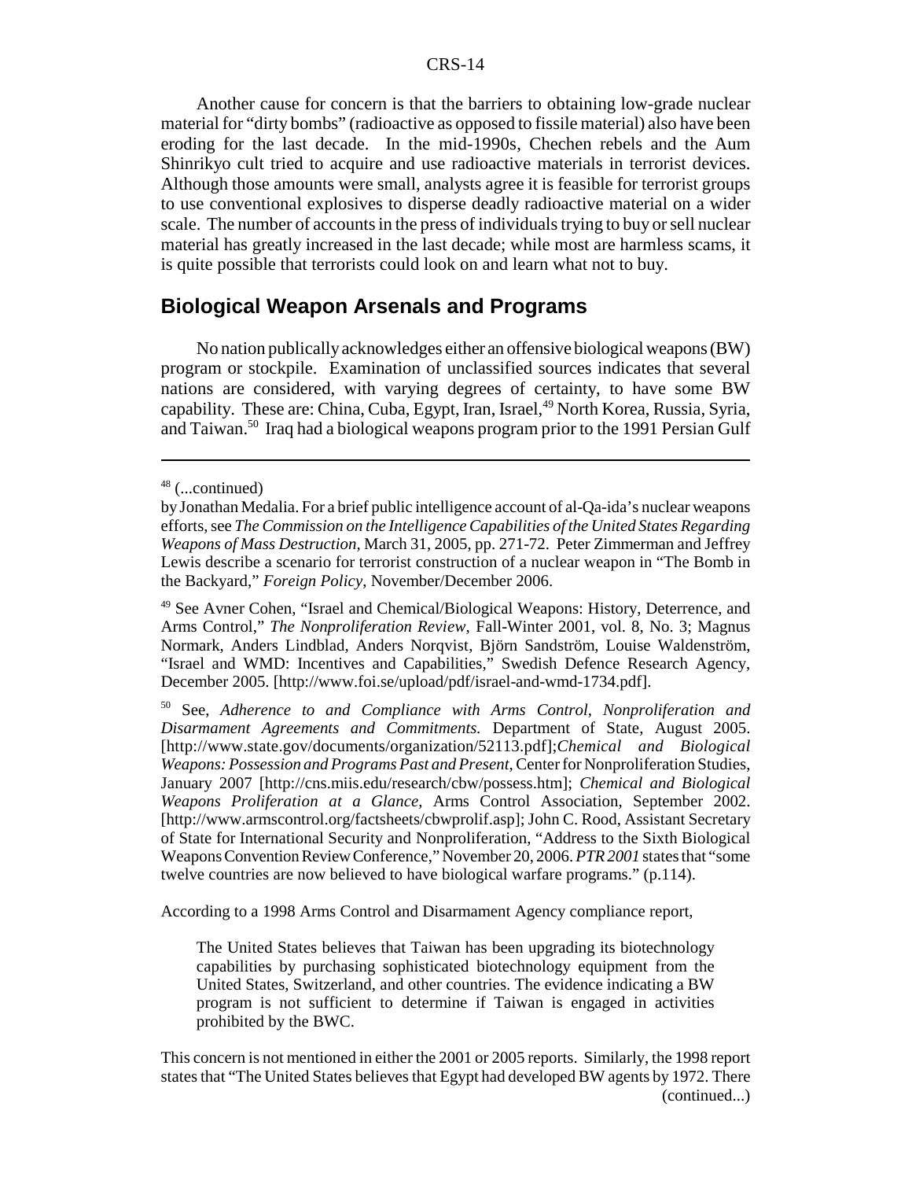Another cause for concern is that the barriers to obtaining low-grade nuclear material for "dirty bombs" (radioactive as opposed to fissile material) also have been eroding for the last decade. In the mid-1990s, Chechen rebels and the Aum Shinrikyo cult tried to acquire and use radioactive materials in terrorist devices. Although those amounts were small, analysts agree it is feasible for terrorist groups to use conventional explosives to disperse deadly radioactive material on a wider scale. The number of accounts in the press of individuals trying to buy or sell nuclear material has greatly increased in the last decade; while most are harmless scams, it is quite possible that terrorists could look on and learn what not to buy.

## Biological Weapon Arsenals and Programs

No nation publically acknowledges either an offensive biological weapons (BW) program or stockpile. Examination of unclassified sources indicates that several nations are considered, with varying degrees of certainty, to have some BW capability. These are: China, Cuba, Egypt, Iran, Israel,[49] North Korea, Russia, Syria, and Taiwan.[50] Iraq had a biological weapons program prior to the 1991 Persian Gulf

---

[48] (...continued)

by Jonathan Medalia. For a brief public intelligence account of al-Qa-ida's nuclear weapons efforts, see *The Commission on the Intelligence Capabilities of the United States Regarding Weapons of Mass Destruction,* March 31, 2005, pp. 271-72. Peter Zimmerman and Jeffrey Lewis describe a scenario for terrorist construction of a nuclear weapon in "The Bomb in the Backyard," *Foreign Policy*, November/December 2006.

[49] See Avner Cohen, "Israel and Chemical/Biological Weapons: History, Deterrence, and Arms Control," *The Nonproliferation Review*, Fall-Winter 2001, vol. 8, No. 3; Magnus Normark, Anders Lindblad, Anders Norqvist, Björn Sandström, Louise Waldenström, "Israel and WMD: Incentives and Capabilities," Swedish Defence Research Agency, December 2005. [http://www.foi.se/upload/pdf/israel-and-wmd-1734.pdf].

[50] See, *Adherence to and Compliance with Arms Control, Nonproliferation and Disarmament Agreements and Commitments.* Department of State, August 2005. [http://www.state.gov/documents/organization/52113.pdf];*Chemical and Biological Weapons: Possession and Programs Past and Present*, Center for Nonproliferation Studies, January 2007 [http://cns.miis.edu/research/cbw/possess.htm]; *Chemical and Biological Weapons Proliferation at a Glance*, Arms Control Association, September 2002. [http://www.armscontrol.org/factsheets/cbwprolif.asp]; John C. Rood, Assistant Secretary of State for International Security and Nonproliferation, "Address to the Sixth Biological Weapons Convention Review Conference," November 20, 2006. *PTR 2001* states that "some twelve countries are now believed to have biological warfare programs." (p.114).

According to a 1998 Arms Control and Disarmament Agency compliance report,

> The United States believes that Taiwan has been upgrading its biotechnology capabilities by purchasing sophisticated biotechnology equipment from the United States, Switzerland, and other countries. The evidence indicating a BW program is not sufficient to determine if Taiwan is engaged in activities prohibited by the BWC.

This concern is not mentioned in either the 2001 or 2005 reports. Similarly, the 1998 report states that "The United States believes that Egypt had developed BW agents by 1972. There (continued...)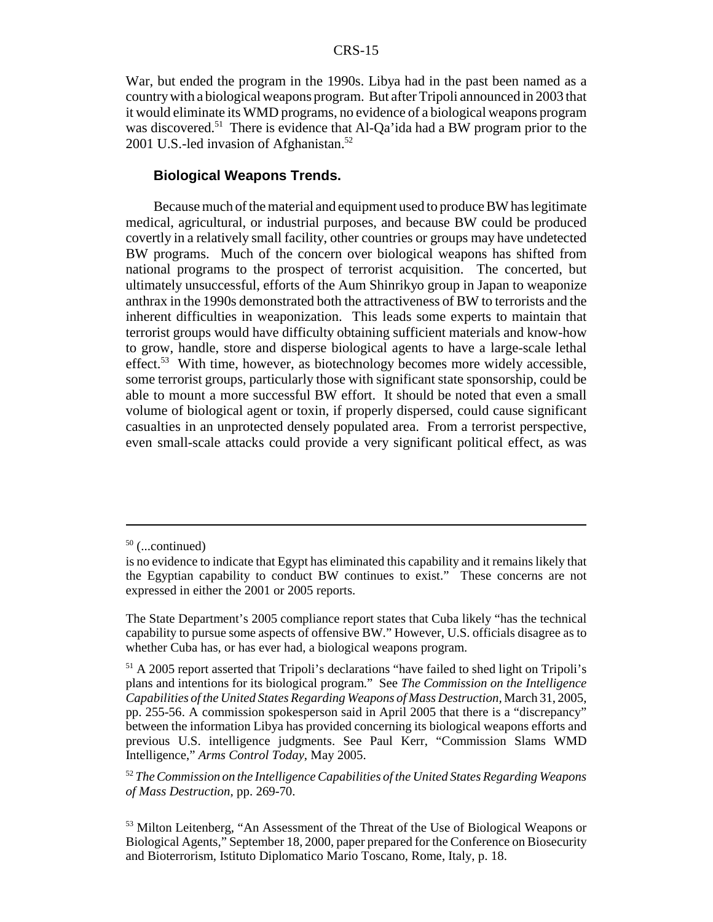War, but ended the program in the 1990s. Libya had in the past been named as a country with a biological weapons program. But after Tripoli announced in 2003 that it would eliminate its WMD programs, no evidence of a biological weapons program was discovered.[51] There is evidence that Al-Qa'ida had a BW program prior to the 2001 U.S.-led invasion of Afghanistan.[52]

### Biological Weapons Trends.

Because much of the material and equipment used to produce BW has legitimate medical, agricultural, or industrial purposes, and because BW could be produced covertly in a relatively small facility, other countries or groups may have undetected BW programs. Much of the concern over biological weapons has shifted from national programs to the prospect of terrorist acquisition. The concerted, but ultimately unsuccessful, efforts of the Aum Shinrikyo group in Japan to weaponize anthrax in the 1990s demonstrated both the attractiveness of BW to terrorists and the inherent difficulties in weaponization. This leads some experts to maintain that terrorist groups would have difficulty obtaining sufficient materials and know-how to grow, handle, store and disperse biological agents to have a large-scale lethal effect.[53] With time, however, as biotechnology becomes more widely accessible, some terrorist groups, particularly those with significant state sponsorship, could be able to mount a more successful BW effort. It should be noted that even a small volume of biological agent or toxin, if properly dispersed, could cause significant casualties in an unprotected densely populated area. From a terrorist perspective, even small-scale attacks could provide a very significant political effect, as was

---

[50] (...continued)
is no evidence to indicate that Egypt has eliminated this capability and it remains likely that the Egyptian capability to conduct BW continues to exist." These concerns are not expressed in either the 2001 or 2005 reports.

The State Department's 2005 compliance report states that Cuba likely "has the technical capability to pursue some aspects of offensive BW." However, U.S. officials disagree as to whether Cuba has, or has ever had, a biological weapons program.

[51] A 2005 report asserted that Tripoli's declarations "have failed to shed light on Tripoli's plans and intentions for its biological program." See *The Commission on the Intelligence Capabilities of the United States Regarding Weapons of Mass Destruction,* March 31, 2005, pp. 255-56. A commission spokesperson said in April 2005 that there is a "discrepancy" between the information Libya has provided concerning its biological weapons efforts and previous U.S. intelligence judgments. See Paul Kerr, "Commission Slams WMD Intelligence," *Arms Control Today*, May 2005.

[52] *The Commission on the Intelligence Capabilities of the United States Regarding Weapons of Mass Destruction,* pp. 269-70.

[53] Milton Leitenberg, "An Assessment of the Threat of the Use of Biological Weapons or Biological Agents," September 18, 2000, paper prepared for the Conference on Biosecurity and Bioterrorism, Istituto Diplomatico Mario Toscano, Rome, Italy, p. 18.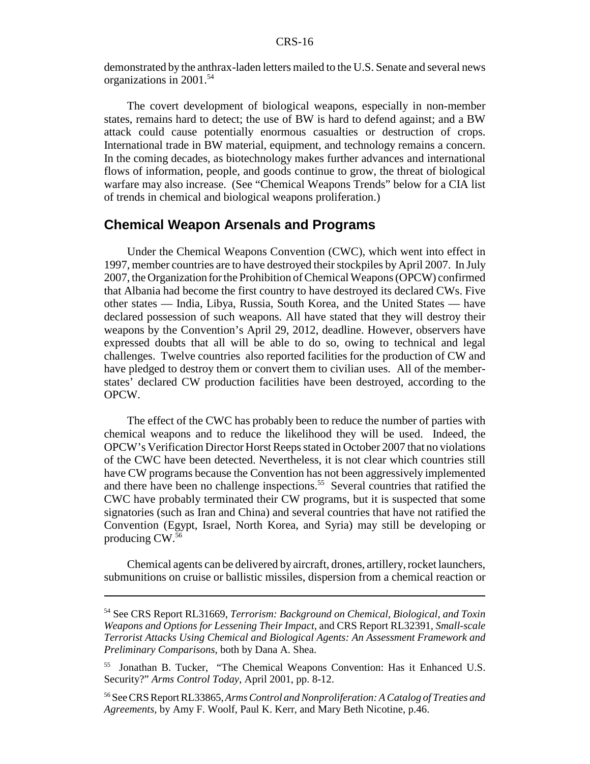demonstrated by the anthrax-laden letters mailed to the U.S. Senate and several news organizations in 2001.[54]

The covert development of biological weapons, especially in non-member states, remains hard to detect; the use of BW is hard to defend against; and a BW attack could cause potentially enormous casualties or destruction of crops. International trade in BW material, equipment, and technology remains a concern. In the coming decades, as biotechnology makes further advances and international flows of information, people, and goods continue to grow, the threat of biological warfare may also increase. (See "Chemical Weapons Trends" below for a CIA list of trends in chemical and biological weapons proliferation.)

## Chemical Weapon Arsenals and Programs

Under the Chemical Weapons Convention (CWC), which went into effect in 1997, member countries are to have destroyed their stockpiles by April 2007. In July 2007, the Organization for the Prohibition of Chemical Weapons (OPCW) confirmed that Albania had become the first country to have destroyed its declared CWs. Five other states — India, Libya, Russia, South Korea, and the United States — have declared possession of such weapons. All have stated that they will destroy their weapons by the Convention's April 29, 2012, deadline. However, observers have expressed doubts that all will be able to do so, owing to technical and legal challenges. Twelve countries also reported facilities for the production of CW and have pledged to destroy them or convert them to civilian uses. All of the member-states' declared CW production facilities have been destroyed, according to the OPCW.

The effect of the CWC has probably been to reduce the number of parties with chemical weapons and to reduce the likelihood they will be used. Indeed, the OPCW's Verification Director Horst Reeps stated in October 2007 that no violations of the CWC have been detected. Nevertheless, it is not clear which countries still have CW programs because the Convention has not been aggressively implemented and there have been no challenge inspections.[55] Several countries that ratified the CWC have probably terminated their CW programs, but it is suspected that some signatories (such as Iran and China) and several countries that have not ratified the Convention (Egypt, Israel, North Korea, and Syria) may still be developing or producing CW.[56]

Chemical agents can be delivered by aircraft, drones, artillery, rocket launchers, submunitions on cruise or ballistic missiles, dispersion from a chemical reaction or

---

[54] See CRS Report RL31669, *Terrorism: Background on Chemical, Biological, and Toxin Weapons and Options for Lessening Their Impact*, and CRS Report RL32391, *Small-scale Terrorist Attacks Using Chemical and Biological Agents: An Assessment Framework and Preliminary Comparisons*, both by Dana A. Shea.

[55] Jonathan B. Tucker, "The Chemical Weapons Convention: Has it Enhanced U.S. Security?" *Arms Control Today*, April 2001, pp. 8-12.

[56] See CRS Report RL33865, *Arms Control and Nonproliferation: A Catalog of Treaties and Agreements*, by Amy F. Woolf, Paul K. Kerr, and Mary Beth Nicotine, p.46.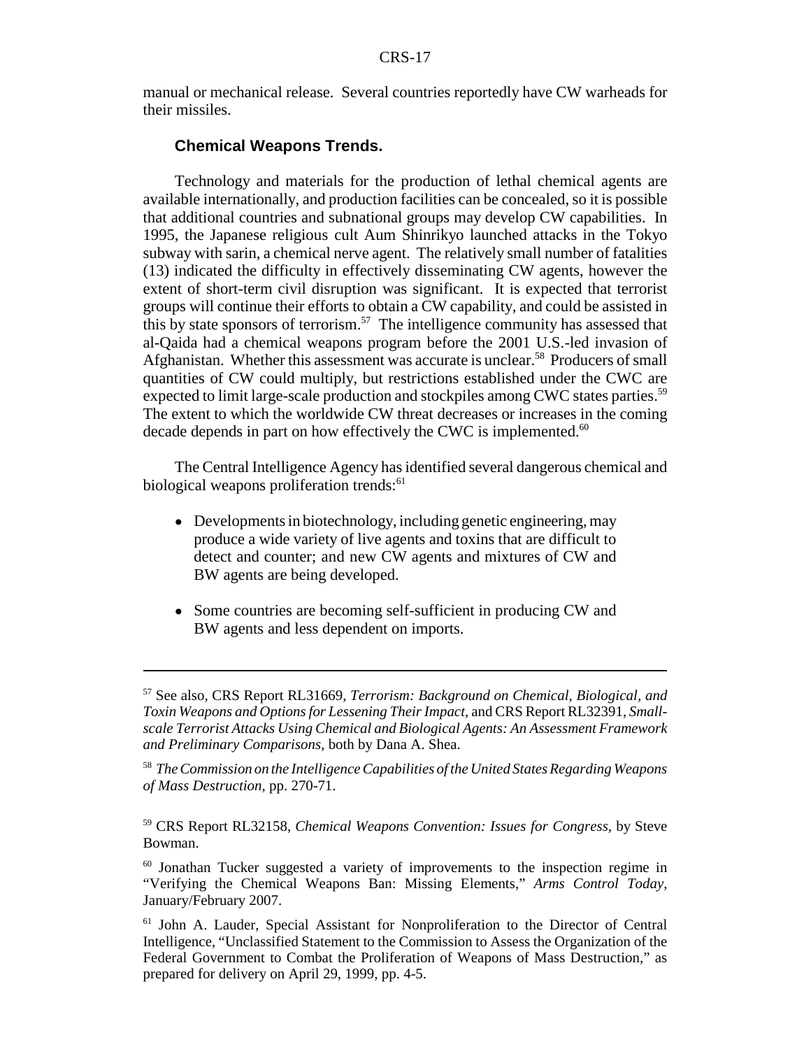manual or mechanical release. Several countries reportedly have CW warheads for their missiles.

### Chemical Weapons Trends.

Technology and materials for the production of lethal chemical agents are available internationally, and production facilities can be concealed, so it is possible that additional countries and subnational groups may develop CW capabilities. In 1995, the Japanese religious cult Aum Shinrikyo launched attacks in the Tokyo subway with sarin, a chemical nerve agent. The relatively small number of fatalities (13) indicated the difficulty in effectively disseminating CW agents, however the extent of short-term civil disruption was significant. It is expected that terrorist groups will continue their efforts to obtain a CW capability, and could be assisted in this by state sponsors of terrorism.[57] The intelligence community has assessed that al-Qaida had a chemical weapons program before the 2001 U.S.-led invasion of Afghanistan. Whether this assessment was accurate is unclear.[58] Producers of small quantities of CW could multiply, but restrictions established under the CWC are expected to limit large-scale production and stockpiles among CWC states parties.[59] The extent to which the worldwide CW threat decreases or increases in the coming decade depends in part on how effectively the CWC is implemented.[60]

The Central Intelligence Agency has identified several dangerous chemical and biological weapons proliferation trends:[61]

- Developments in biotechnology, including genetic engineering, may produce a wide variety of live agents and toxins that are difficult to detect and counter; and new CW agents and mixtures of CW and BW agents are being developed.
- Some countries are becoming self-sufficient in producing CW and BW agents and less dependent on imports.

---

[57] See also, CRS Report RL31669, *Terrorism: Background on Chemical, Biological, and Toxin Weapons and Options for Lessening Their Impact*, and CRS Report RL32391, *Small-scale Terrorist Attacks Using Chemical and Biological Agents: An Assessment Framework and Preliminary Comparisons*, both by Dana A. Shea.

[58] *The Commission on the Intelligence Capabilities of the United States Regarding Weapons of Mass Destruction*, pp. 270-71.

[59] CRS Report RL32158, *Chemical Weapons Convention: Issues for Congress*, by Steve Bowman.

[60] Jonathan Tucker suggested a variety of improvements to the inspection regime in "Verifying the Chemical Weapons Ban: Missing Elements," *Arms Control Today*, January/February 2007.

[61] John A. Lauder, Special Assistant for Nonproliferation to the Director of Central Intelligence, "Unclassified Statement to the Commission to Assess the Organization of the Federal Government to Combat the Proliferation of Weapons of Mass Destruction," as prepared for delivery on April 29, 1999, pp. 4-5.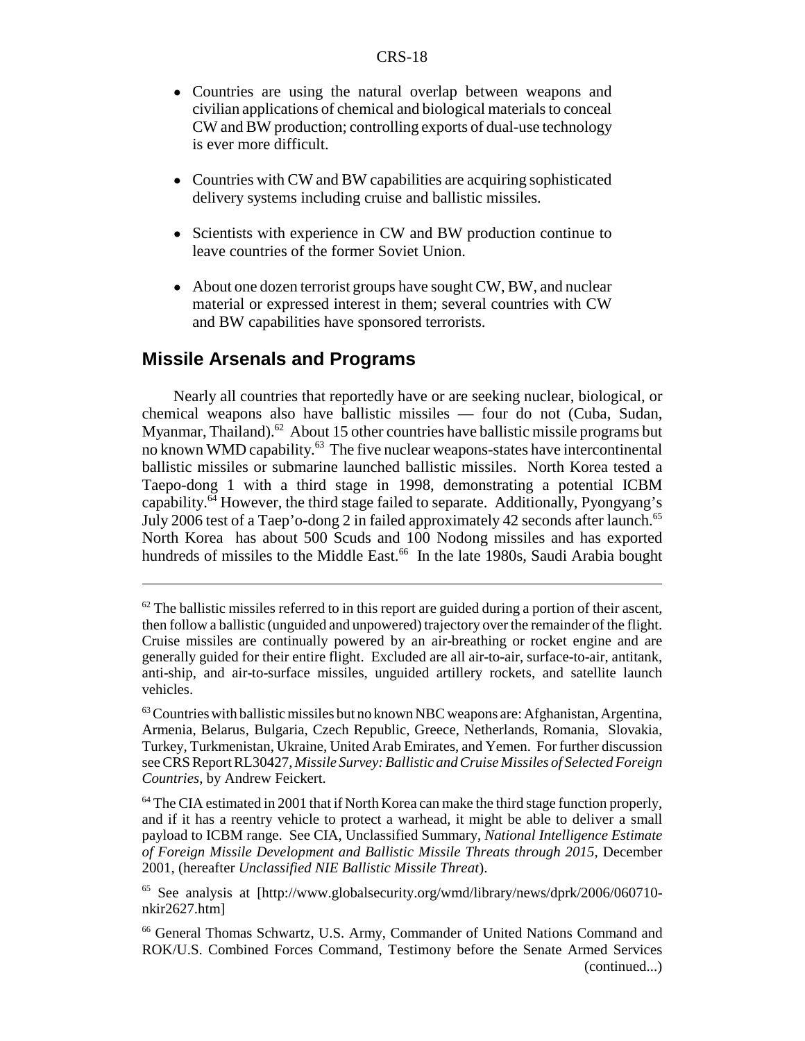- Countries are using the natural overlap between weapons and civilian applications of chemical and biological materials to conceal CW and BW production; controlling exports of dual-use technology is ever more difficult.

- Countries with CW and BW capabilities are acquiring sophisticated delivery systems including cruise and ballistic missiles.

- Scientists with experience in CW and BW production continue to leave countries of the former Soviet Union.

- About one dozen terrorist groups have sought CW, BW, and nuclear material or expressed interest in them; several countries with CW and BW capabilities have sponsored terrorists.

## Missile Arsenals and Programs

Nearly all countries that reportedly have or are seeking nuclear, biological, or chemical weapons also have ballistic missiles — four do not (Cuba, Sudan, Myanmar, Thailand).[62] About 15 other countries have ballistic missile programs but no known WMD capability.[63] The five nuclear weapons-states have intercontinental ballistic missiles or submarine launched ballistic missiles. North Korea tested a Taepo-dong 1 with a third stage in 1998, demonstrating a potential ICBM capability.[64] However, the third stage failed to separate. Additionally, Pyongyang's July 2006 test of a Taep'o-dong 2 in failed approximately 42 seconds after launch.[65] North Korea has about 500 Scuds and 100 Nodong missiles and has exported hundreds of missiles to the Middle East.[66] In the late 1980s, Saudi Arabia bought

---

[62] The ballistic missiles referred to in this report are guided during a portion of their ascent, then follow a ballistic (unguided and unpowered) trajectory over the remainder of the flight. Cruise missiles are continually powered by an air-breathing or rocket engine and are generally guided for their entire flight. Excluded are all air-to-air, surface-to-air, antitank, anti-ship, and air-to-surface missiles, unguided artillery rockets, and satellite launch vehicles.

[63] Countries with ballistic missiles but no known NBC weapons are: Afghanistan, Argentina, Armenia, Belarus, Bulgaria, Czech Republic, Greece, Netherlands, Romania, Slovakia, Turkey, Turkmenistan, Ukraine, United Arab Emirates, and Yemen. For further discussion see CRS Report RL30427, *Missile Survey: Ballistic and Cruise Missiles of Selected Foreign Countries*, by Andrew Feickert.

[64] The CIA estimated in 2001 that if North Korea can make the third stage function properly, and if it has a reentry vehicle to protect a warhead, it might be able to deliver a small payload to ICBM range. See CIA, Unclassified Summary, *National Intelligence Estimate of Foreign Missile Development and Ballistic Missile Threats through 2015*, December 2001, (hereafter *Unclassified NIE Ballistic Missile Threat*).

[65] See analysis at [http://www.globalsecurity.org/wmd/library/news/dprk/2006/060710-nkir2627.htm]

[66] General Thomas Schwartz, U.S. Army, Commander of United Nations Command and ROK/U.S. Combined Forces Command, Testimony before the Senate Armed Services (continued...)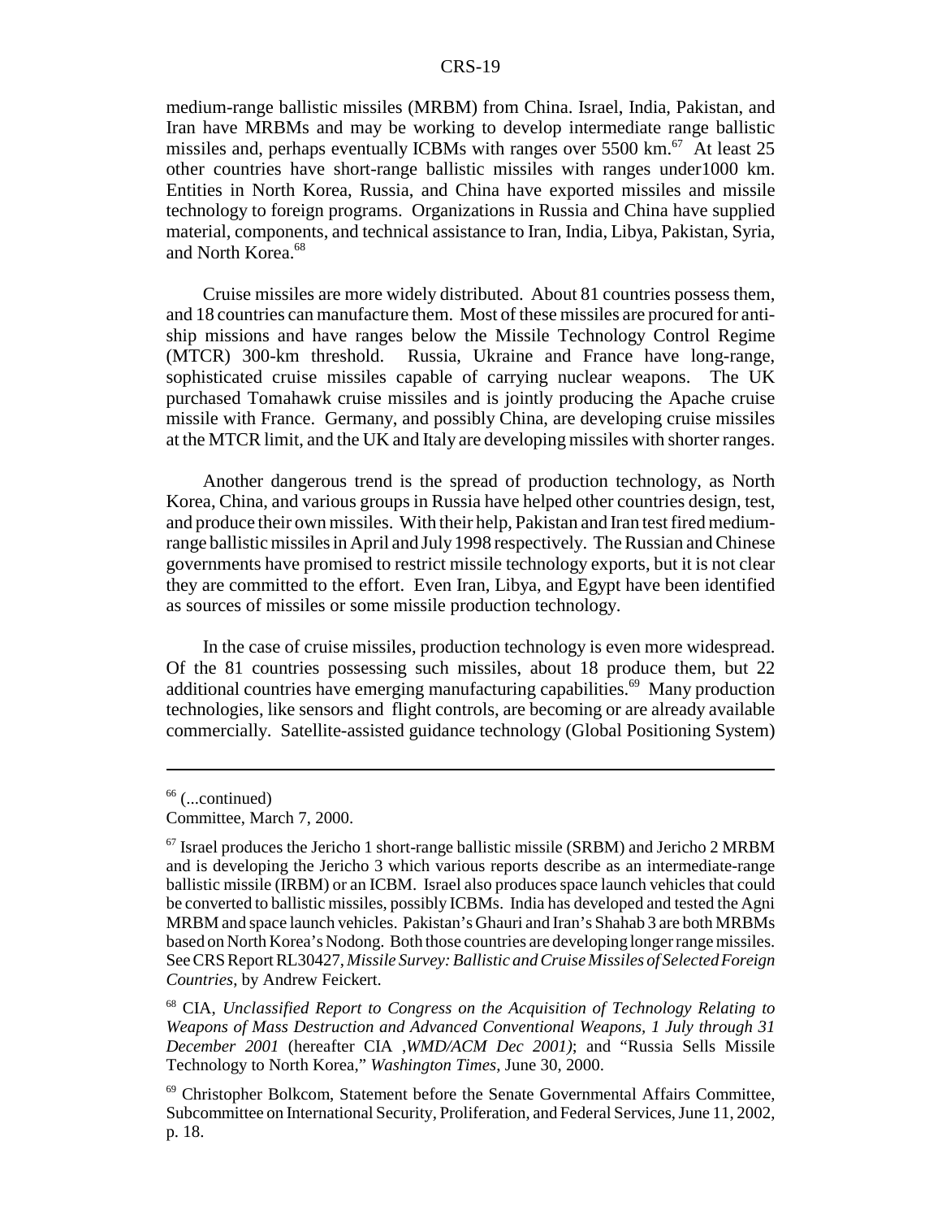medium-range ballistic missiles (MRBM) from China. Israel, India, Pakistan, and Iran have MRBMs and may be working to develop intermediate range ballistic missiles and, perhaps eventually ICBMs with ranges over 5500 km.[67] At least 25 other countries have short-range ballistic missiles with ranges under1000 km. Entities in North Korea, Russia, and China have exported missiles and missile technology to foreign programs. Organizations in Russia and China have supplied material, components, and technical assistance to Iran, India, Libya, Pakistan, Syria, and North Korea.[68]

Cruise missiles are more widely distributed. About 81 countries possess them, and 18 countries can manufacture them. Most of these missiles are procured for anti-ship missions and have ranges below the Missile Technology Control Regime (MTCR) 300-km threshold. Russia, Ukraine and France have long-range, sophisticated cruise missiles capable of carrying nuclear weapons. The UK purchased Tomahawk cruise missiles and is jointly producing the Apache cruise missile with France. Germany, and possibly China, are developing cruise missiles at the MTCR limit, and the UK and Italy are developing missiles with shorter ranges.

Another dangerous trend is the spread of production technology, as North Korea, China, and various groups in Russia have helped other countries design, test, and produce their own missiles. With their help, Pakistan and Iran test fired medium-range ballistic missiles in April and July 1998 respectively. The Russian and Chinese governments have promised to restrict missile technology exports, but it is not clear they are committed to the effort. Even Iran, Libya, and Egypt have been identified as sources of missiles or some missile production technology.

In the case of cruise missiles, production technology is even more widespread. Of the 81 countries possessing such missiles, about 18 produce them, but 22 additional countries have emerging manufacturing capabilities.[69] Many production technologies, like sensors and flight controls, are becoming or are already available commercially. Satellite-assisted guidance technology (Global Positioning System)

---

[66] (...continued)
Committee, March 7, 2000.

[67] Israel produces the Jericho 1 short-range ballistic missile (SRBM) and Jericho 2 MRBM and is developing the Jericho 3 which various reports describe as an intermediate-range ballistic missile (IRBM) or an ICBM. Israel also produces space launch vehicles that could be converted to ballistic missiles, possibly ICBMs. India has developed and tested the Agni MRBM and space launch vehicles. Pakistan's Ghauri and Iran's Shahab 3 are both MRBMs based on North Korea's Nodong. Both those countries are developing longer range missiles. See CRS Report RL30427, *Missile Survey: Ballistic and Cruise Missiles of Selected Foreign Countries*, by Andrew Feickert.

[68] CIA, *Unclassified Report to Congress on the Acquisition of Technology Relating to Weapons of Mass Destruction and Advanced Conventional Weapons, 1 July through 31 December 2001* (hereafter CIA ,*WMD/ACM Dec 2001)*; and "Russia Sells Missile Technology to North Korea," *Washington Times*, June 30, 2000.

[69] Christopher Bolkcom, Statement before the Senate Governmental Affairs Committee, Subcommittee on International Security, Proliferation, and Federal Services, June 11, 2002, p. 18.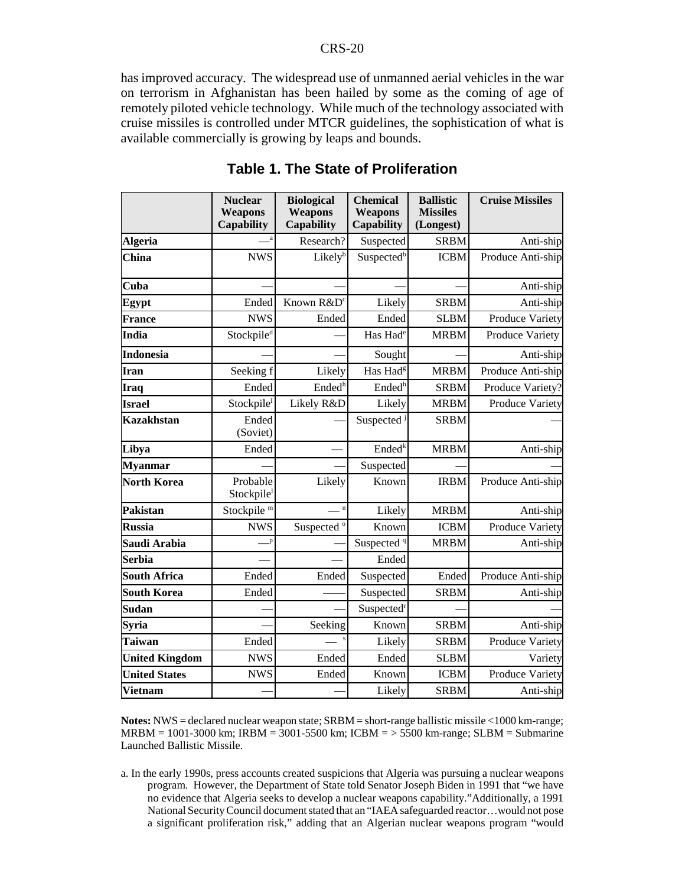has improved accuracy. The widespread use of unmanned aerial vehicles in the war on terrorism in Afghanistan has been hailed by some as the coming of age of remotely piloted vehicle technology. While much of the technology associated with cruise missiles is controlled under MTCR guidelines, the sophistication of what is available commercially is growing by leaps and bounds.

## Table 1. The State of Proliferation

| | Nuclear Weapons Capability | Biological Weapons Capability | Chemical Weapons Capability | Ballistic Missiles (Longest) | Cruise Missiles |
|---|---|---|---|---|---|
| **Algeria** | —[a] | Research? | Suspected | SRBM | Anti-ship |
| **China** | NWS | Likely[b] | Suspected[b] | ICBM | Produce Anti-ship |
| **Cuba** | — | — | — | — | Anti-ship |
| **Egypt** | Ended | Known R&D[c] | Likely | SRBM | Anti-ship |
| **France** | NWS | Ended | Ended | SLBM | Produce Variety |
| **India** | Stockpile[d] | — | Has Had[e] | MRBM | Produce Variety |
| **Indonesia** | — | — | Sought | — | Anti-ship |
| **Iran** | Seeking f | Likely | Has Had[g] | MRBM | Produce Anti-ship |
| **Iraq** | Ended | Ended[h] | Ended[h] | SRBM | Produce Variety? |
| **Israel** | Stockpile[i] | Likely R&D | Likely | MRBM | Produce Variety |
| **Kazakhstan** | Ended (Soviet) | — | Suspected [j] | SRBM | — |
| **Libya** | Ended | — | Ended[k] | MRBM | Anti-ship |
| **Myanmar** | — | — | Suspected | — | — |
| **North Korea** | Probable Stockpile[l] | Likely | Known | IRBM | Produce Anti-ship |
| **Pakistan** | Stockpile [m] | — [n] | Likely | MRBM | Anti-ship |
| **Russia** | NWS | Suspected [o] | Known | ICBM | Produce Variety |
| **Saudi Arabia** | —[p] | — | Suspected [q] | MRBM | Anti-ship |
| **Serbia** | — | — | Ended | | |
| **South Africa** | Ended | Ended | Suspected | Ended | Produce Anti-ship |
| **South Korea** | Ended | —— | Suspected | SRBM | Anti-ship |
| **Sudan** | — | — | Suspected[r] | — | — |
| **Syria** | — | Seeking | Known | SRBM | Anti-ship |
| **Taiwan** | Ended | — [s] | Likely | SRBM | Produce Variety |
| **United Kingdom** | NWS | Ended | Ended | SLBM | Variety |
| **United States** | NWS | Ended | Known | ICBM | Produce Variety |
| **Vietnam** | — | — | Likely | SRBM | Anti-ship |

**Notes:** NWS = declared nuclear weapon state; SRBM = short-range ballistic missile <1000 km-range; MRBM = 1001-3000 km; IRBM = 3001-5500 km; ICBM = > 5500 km-range; SLBM = Submarine Launched Ballistic Missile.

a. In the early 1990s, press accounts created suspicions that Algeria was pursuing a nuclear weapons program. However, the Department of State told Senator Joseph Biden in 1991 that "we have no evidence that Algeria seeks to develop a nuclear weapons capability."Additionally, a 1991 National Security Council document stated that an "IAEA safeguarded reactor…would not pose a significant proliferation risk," adding that an Algerian nuclear weapons program "would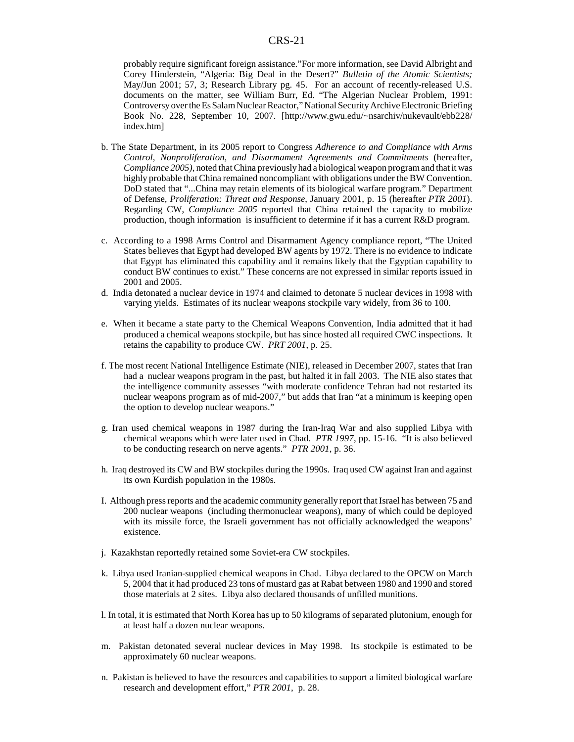probably require significant foreign assistance."For more information, see David Albright and Corey Hinderstein, "Algeria: Big Deal in the Desert?" *Bulletin of the Atomic Scientists;* May/Jun 2001; 57, 3; Research Library pg. 45. For an account of recently-released U.S. documents on the matter, see William Burr, Ed. "The Algerian Nuclear Problem, 1991: Controversy over the Es Salam Nuclear Reactor," National Security Archive Electronic Briefing Book No. 228, September 10, 2007. [http://www.gwu.edu/~nsarchiv/nukevault/ebb228/index.htm]

b. The State Department, in its 2005 report to Congress *Adherence to and Compliance with Arms Control, Nonproliferation, and Disarmament Agreements and Commitments* (hereafter, *Compliance 2005)*, noted that China previously had a biological weapon program and that it was highly probable that China remained noncompliant with obligations under the BW Convention. DoD stated that "...China may retain elements of its biological warfare program." Department of Defense, *Proliferation: Threat and Response*, January 2001, p. 15 (hereafter *PTR 2001*). Regarding CW, *Compliance 2005* reported that China retained the capacity to mobilize production, though information is insufficient to determine if it has a current R&D program.

c. According to a 1998 Arms Control and Disarmament Agency compliance report, "The United States believes that Egypt had developed BW agents by 1972. There is no evidence to indicate that Egypt has eliminated this capability and it remains likely that the Egyptian capability to conduct BW continues to exist." These concerns are not expressed in similar reports issued in 2001 and 2005.

d. India detonated a nuclear device in 1974 and claimed to detonate 5 nuclear devices in 1998 with varying yields. Estimates of its nuclear weapons stockpile vary widely, from 36 to 100.

e. When it became a state party to the Chemical Weapons Convention, India admitted that it had produced a chemical weapons stockpile, but has since hosted all required CWC inspections. It retains the capability to produce CW. *PRT 2001*, p. 25.

f. The most recent National Intelligence Estimate (NIE), released in December 2007, states that Iran had a nuclear weapons program in the past, but halted it in fall 2003. The NIE also states that the intelligence community assesses "with moderate confidence Tehran had not restarted its nuclear weapons program as of mid-2007," but adds that Iran "at a minimum is keeping open the option to develop nuclear weapons."

g. Iran used chemical weapons in 1987 during the Iran-Iraq War and also supplied Libya with chemical weapons which were later used in Chad. *PTR 1997*, pp. 15-16. "It is also believed to be conducting research on nerve agents." *PTR 2001*, p. 36.

h. Iraq destroyed its CW and BW stockpiles during the 1990s. Iraq used CW against Iran and against its own Kurdish population in the 1980s.

I. Although press reports and the academic community generally report that Israel has between 75 and 200 nuclear weapons (including thermonuclear weapons), many of which could be deployed with its missile force, the Israeli government has not officially acknowledged the weapons' existence.

j. Kazakhstan reportedly retained some Soviet-era CW stockpiles.

k. Libya used Iranian-supplied chemical weapons in Chad. Libya declared to the OPCW on March 5, 2004 that it had produced 23 tons of mustard gas at Rabat between 1980 and 1990 and stored those materials at 2 sites. Libya also declared thousands of unfilled munitions.

l. In total, it is estimated that North Korea has up to 50 kilograms of separated plutonium, enough for at least half a dozen nuclear weapons.

m. Pakistan detonated several nuclear devices in May 1998. Its stockpile is estimated to be approximately 60 nuclear weapons.

n. Pakistan is believed to have the resources and capabilities to support a limited biological warfare research and development effort," *PTR 2001*, p. 28.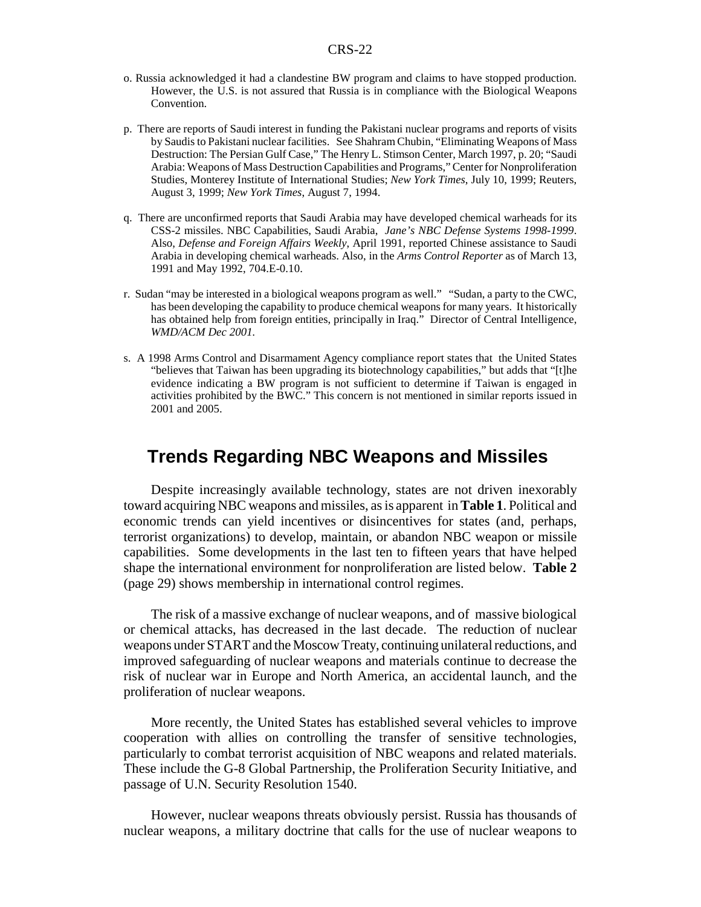o. Russia acknowledged it had a clandestine BW program and claims to have stopped production. However, the U.S. is not assured that Russia is in compliance with the Biological Weapons Convention.

p. There are reports of Saudi interest in funding the Pakistani nuclear programs and reports of visits by Saudis to Pakistani nuclear facilities. See Shahram Chubin, "Eliminating Weapons of Mass Destruction: The Persian Gulf Case," The Henry L. Stimson Center, March 1997, p. 20; "Saudi Arabia: Weapons of Mass Destruction Capabilities and Programs," Center for Nonproliferation Studies, Monterey Institute of International Studies; *New York Times*, July 10, 1999; Reuters, August 3, 1999; *New York Times*, August 7, 1994.

q. There are unconfirmed reports that Saudi Arabia may have developed chemical warheads for its CSS-2 missiles. NBC Capabilities, Saudi Arabia, *Jane's NBC Defense Systems 1998-1999*. Also, *Defense and Foreign Affairs Weekly*, April 1991, reported Chinese assistance to Saudi Arabia in developing chemical warheads. Also, in the *Arms Control Reporter* as of March 13, 1991 and May 1992, 704.E-0.10.

r. Sudan "may be interested in a biological weapons program as well." "Sudan, a party to the CWC, has been developing the capability to produce chemical weapons for many years. It historically has obtained help from foreign entities, principally in Iraq." Director of Central Intelligence, *WMD/ACM Dec 2001.*

s. A 1998 Arms Control and Disarmament Agency compliance report states that the United States "believes that Taiwan has been upgrading its biotechnology capabilities," but adds that "[t]he evidence indicating a BW program is not sufficient to determine if Taiwan is engaged in activities prohibited by the BWC." This concern is not mentioned in similar reports issued in 2001 and 2005.

## Trends Regarding NBC Weapons and Missiles

Despite increasingly available technology, states are not driven inexorably toward acquiring NBC weapons and missiles, as is apparent in **Table 1**. Political and economic trends can yield incentives or disincentives for states (and, perhaps, terrorist organizations) to develop, maintain, or abandon NBC weapon or missile capabilities. Some developments in the last ten to fifteen years that have helped shape the international environment for nonproliferation are listed below. **Table 2** (page 29) shows membership in international control regimes.

The risk of a massive exchange of nuclear weapons, and of massive biological or chemical attacks, has decreased in the last decade. The reduction of nuclear weapons under START and the Moscow Treaty, continuing unilateral reductions, and improved safeguarding of nuclear weapons and materials continue to decrease the risk of nuclear war in Europe and North America, an accidental launch, and the proliferation of nuclear weapons.

More recently, the United States has established several vehicles to improve cooperation with allies on controlling the transfer of sensitive technologies, particularly to combat terrorist acquisition of NBC weapons and related materials. These include the G-8 Global Partnership, the Proliferation Security Initiative, and passage of U.N. Security Resolution 1540.

However, nuclear weapons threats obviously persist. Russia has thousands of nuclear weapons, a military doctrine that calls for the use of nuclear weapons to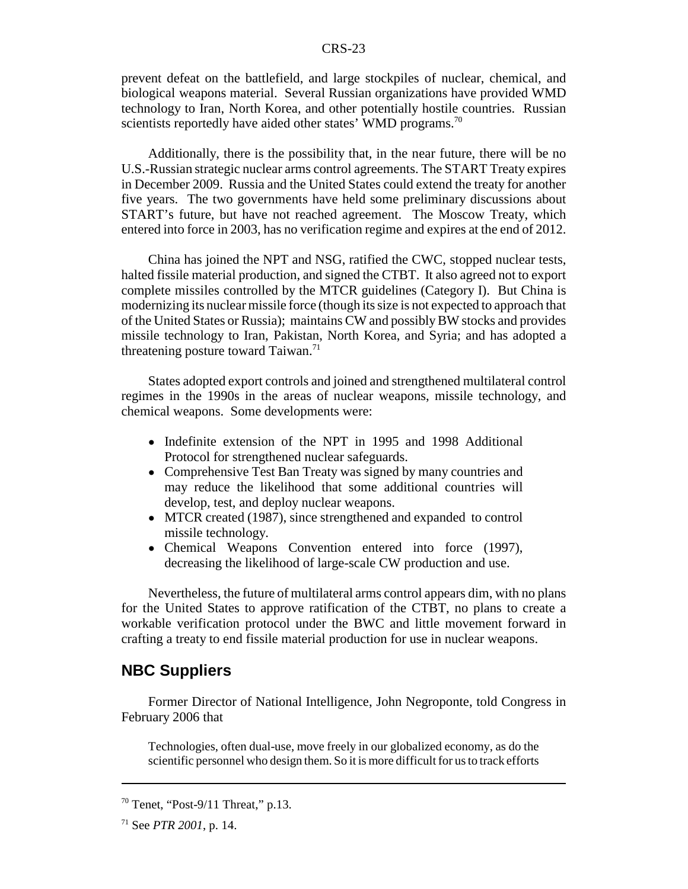prevent defeat on the battlefield, and large stockpiles of nuclear, chemical, and biological weapons material. Several Russian organizations have provided WMD technology to Iran, North Korea, and other potentially hostile countries. Russian scientists reportedly have aided other states' WMD programs.[70]

Additionally, there is the possibility that, in the near future, there will be no U.S.-Russian strategic nuclear arms control agreements. The START Treaty expires in December 2009. Russia and the United States could extend the treaty for another five years. The two governments have held some preliminary discussions about START's future, but have not reached agreement. The Moscow Treaty, which entered into force in 2003, has no verification regime and expires at the end of 2012.

China has joined the NPT and NSG, ratified the CWC, stopped nuclear tests, halted fissile material production, and signed the CTBT. It also agreed not to export complete missiles controlled by the MTCR guidelines (Category I). But China is modernizing its nuclear missile force (though its size is not expected to approach that of the United States or Russia); maintains CW and possibly BW stocks and provides missile technology to Iran, Pakistan, North Korea, and Syria; and has adopted a threatening posture toward Taiwan.[71]

States adopted export controls and joined and strengthened multilateral control regimes in the 1990s in the areas of nuclear weapons, missile technology, and chemical weapons. Some developments were:

- Indefinite extension of the NPT in 1995 and 1998 Additional Protocol for strengthened nuclear safeguards.
- Comprehensive Test Ban Treaty was signed by many countries and may reduce the likelihood that some additional countries will develop, test, and deploy nuclear weapons.
- MTCR created (1987), since strengthened and expanded to control missile technology.
- Chemical Weapons Convention entered into force (1997), decreasing the likelihood of large-scale CW production and use.

Nevertheless, the future of multilateral arms control appears dim, with no plans for the United States to approve ratification of the CTBT, no plans to create a workable verification protocol under the BWC and little movement forward in crafting a treaty to end fissile material production for use in nuclear weapons.

## NBC Suppliers

Former Director of National Intelligence, John Negroponte, told Congress in February 2006 that

> Technologies, often dual-use, move freely in our globalized economy, as do the scientific personnel who design them. So it is more difficult for us to track efforts

---

[70] Tenet, "Post-9/11 Threat," p.13.

[71] See *PTR 2001*, p. 14.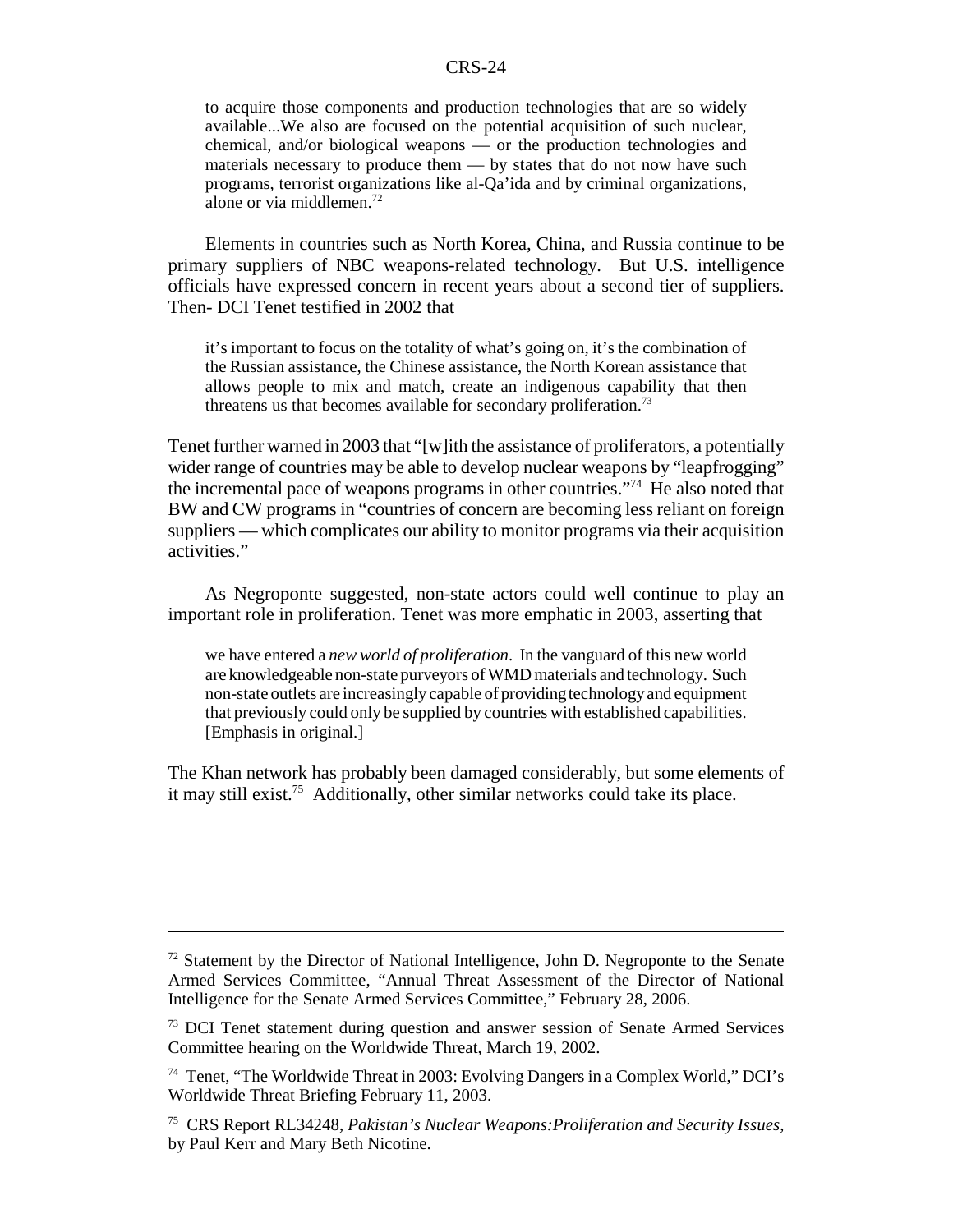> to acquire those components and production technologies that are so widely available...We also are focused on the potential acquisition of such nuclear, chemical, and/or biological weapons — or the production technologies and materials necessary to produce them — by states that do not now have such programs, terrorist organizations like al-Qa'ida and by criminal organizations, alone or via middlemen.[72]

Elements in countries such as North Korea, China, and Russia continue to be primary suppliers of NBC weapons-related technology. But U.S. intelligence officials have expressed concern in recent years about a second tier of suppliers. Then- DCI Tenet testified in 2002 that

> it's important to focus on the totality of what's going on, it's the combination of the Russian assistance, the Chinese assistance, the North Korean assistance that allows people to mix and match, create an indigenous capability that then threatens us that becomes available for secondary proliferation.[73]

Tenet further warned in 2003 that "[w]ith the assistance of proliferators, a potentially wider range of countries may be able to develop nuclear weapons by "leapfrogging" the incremental pace of weapons programs in other countries."[74] He also noted that BW and CW programs in "countries of concern are becoming less reliant on foreign suppliers — which complicates our ability to monitor programs via their acquisition activities."

As Negroponte suggested, non-state actors could well continue to play an important role in proliferation. Tenet was more emphatic in 2003, asserting that

> we have entered a *new world of proliferation*. In the vanguard of this new world are knowledgeable non-state purveyors of WMD materials and technology. Such non-state outlets are increasingly capable of providing technology and equipment that previously could only be supplied by countries with established capabilities. [Emphasis in original.]

The Khan network has probably been damaged considerably, but some elements of it may still exist.[75] Additionally, other similar networks could take its place.

---

[72] Statement by the Director of National Intelligence, John D. Negroponte to the Senate Armed Services Committee, "Annual Threat Assessment of the Director of National Intelligence for the Senate Armed Services Committee," February 28, 2006.

[73] DCI Tenet statement during question and answer session of Senate Armed Services Committee hearing on the Worldwide Threat, March 19, 2002.

[74] Tenet, "The Worldwide Threat in 2003: Evolving Dangers in a Complex World," DCI's Worldwide Threat Briefing February 11, 2003.

[75] CRS Report RL34248, *Pakistan's Nuclear Weapons:Proliferation and Security Issues*, by Paul Kerr and Mary Beth Nicotine.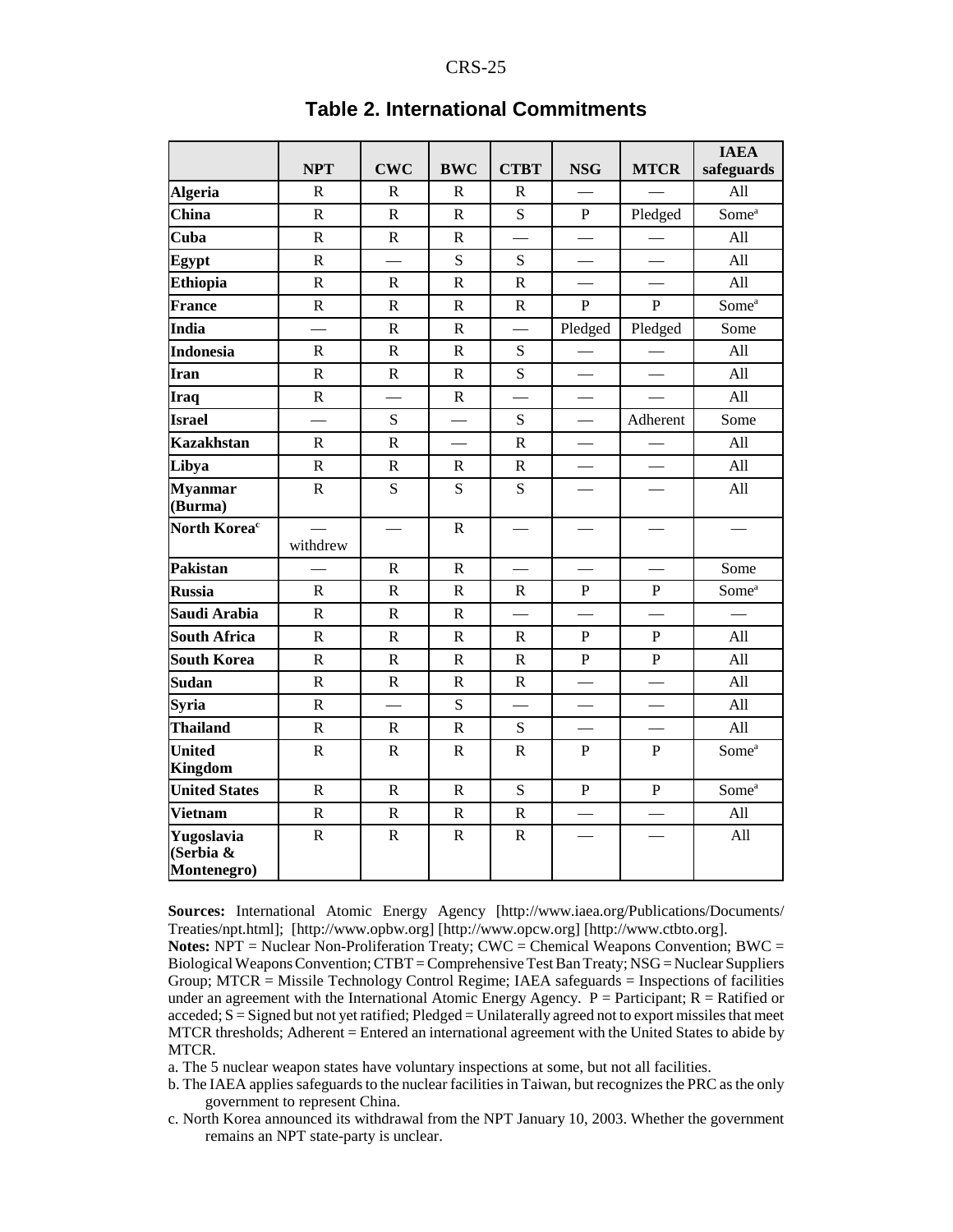## Table 2. International Commitments

| | NPT | CWC | BWC | CTBT | NSG | MTCR | IAEA safeguards |
|---|---|---|---|---|---|---|---|
| **Algeria** | R | R | R | R | — | — | All |
| **China** | R | R | R | S | P | Pledged | Some[a] |
| **Cuba** | R | R | R | — | — | — | All |
| **Egypt** | R | — | S | S | — | — | All |
| **Ethiopia** | R | R | R | R | — | — | All |
| **France** | R | R | R | R | P | P | Some[a] |
| **India** | — | R | R | — | Pledged | Pledged | Some |
| **Indonesia** | R | R | R | S | — | — | All |
| **Iran** | R | R | R | S | — | — | All |
| **Iraq** | R | — | R | — | — | — | All |
| **Israel** | — | S | — | S | — | Adherent | Some |
| **Kazakhstan** | R | R | — | R | — | — | All |
| **Libya** | R | R | R | R | — | — | All |
| **Myanmar (Burma)** | R | S | S | S | — | — | All |
| **North Korea[c]** | — withdrew | — | R | — | — | — | — |
| **Pakistan** | — | R | R | — | — | — | Some |
| **Russia** | R | R | R | R | P | P | Some[a] |
| **Saudi Arabia** | R | R | R | — | — | — | — |
| **South Africa** | R | R | R | R | P | P | All |
| **South Korea** | R | R | R | R | P | P | All |
| **Sudan** | R | R | R | R | — | — | All |
| **Syria** | R | — | S | — | — | — | All |
| **Thailand** | R | R | R | S | — | — | All |
| **United Kingdom** | R | R | R | R | P | P | Some[a] |
| **United States** | R | R | R | S | P | P | Some[a] |
| **Vietnam** | R | R | R | R | — | — | All |
| **Yugoslavia (Serbia & Montenegro)** | R | R | R | R | — | — | All |

**Sources:** International Atomic Energy Agency [http://www.iaea.org/Publications/Documents/Treaties/npt.html]; [http://www.opbw.org] [http://www.opcw.org] [http://www.ctbto.org].

**Notes:** NPT = Nuclear Non-Proliferation Treaty; CWC = Chemical Weapons Convention; BWC = Biological Weapons Convention; CTBT = Comprehensive Test Ban Treaty; NSG = Nuclear Suppliers Group; MTCR = Missile Technology Control Regime; IAEA safeguards = Inspections of facilities under an agreement with the International Atomic Energy Agency. P = Participant; R = Ratified or acceded; S = Signed but not yet ratified; Pledged = Unilaterally agreed not to export missiles that meet MTCR thresholds; Adherent = Entered an international agreement with the United States to abide by MTCR.

a. The 5 nuclear weapon states have voluntary inspections at some, but not all facilities.

b. The IAEA applies safeguards to the nuclear facilities in Taiwan, but recognizes the PRC as the only government to represent China.

c. North Korea announced its withdrawal from the NPT January 10, 2003. Whether the government remains an NPT state-party is unclear.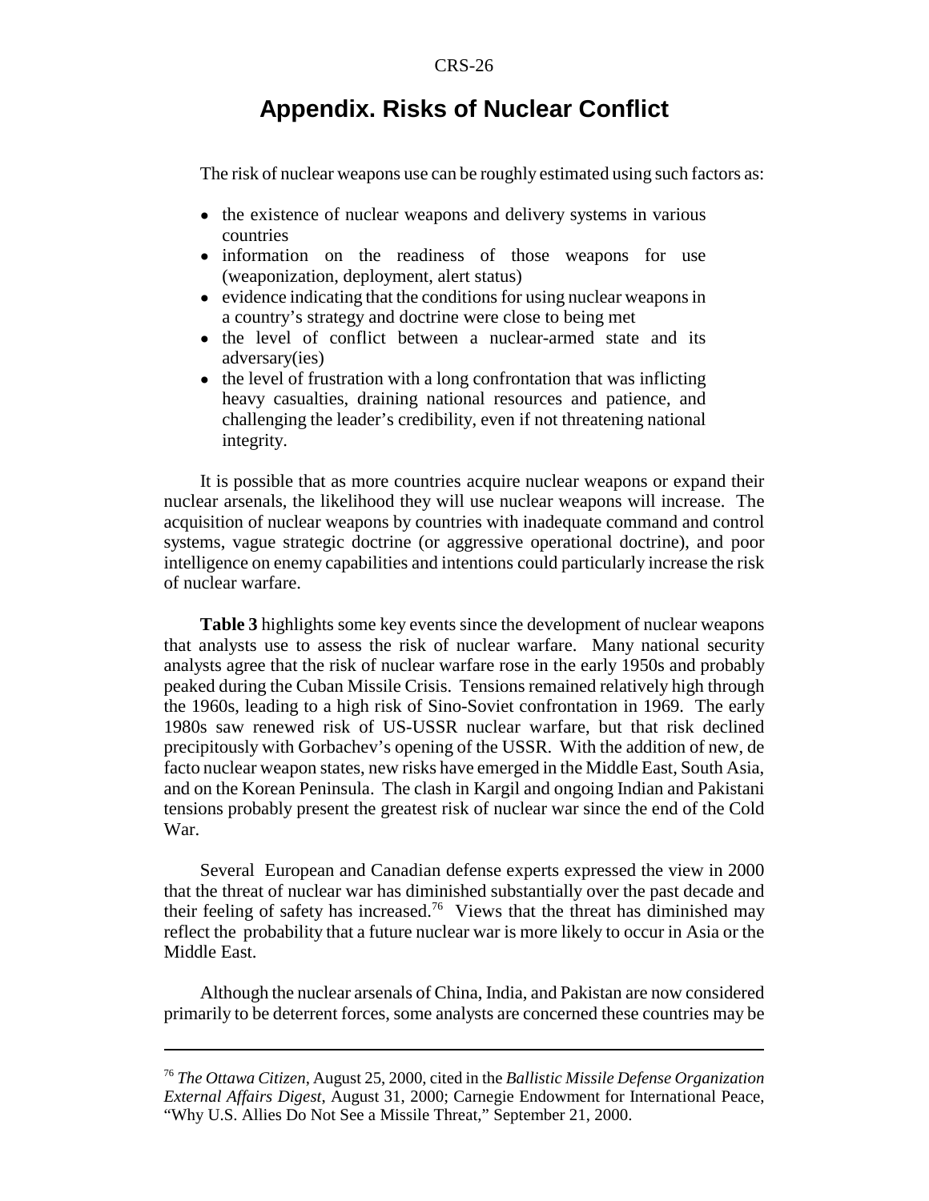# Appendix. Risks of Nuclear Conflict

The risk of nuclear weapons use can be roughly estimated using such factors as:

- the existence of nuclear weapons and delivery systems in various countries
- information on the readiness of those weapons for use (weaponization, deployment, alert status)
- evidence indicating that the conditions for using nuclear weapons in a country's strategy and doctrine were close to being met
- the level of conflict between a nuclear-armed state and its adversary(ies)
- the level of frustration with a long confrontation that was inflicting heavy casualties, draining national resources and patience, and challenging the leader's credibility, even if not threatening national integrity.

It is possible that as more countries acquire nuclear weapons or expand their nuclear arsenals, the likelihood they will use nuclear weapons will increase. The acquisition of nuclear weapons by countries with inadequate command and control systems, vague strategic doctrine (or aggressive operational doctrine), and poor intelligence on enemy capabilities and intentions could particularly increase the risk of nuclear warfare.

**Table 3** highlights some key events since the development of nuclear weapons that analysts use to assess the risk of nuclear warfare. Many national security analysts agree that the risk of nuclear warfare rose in the early 1950s and probably peaked during the Cuban Missile Crisis. Tensions remained relatively high through the 1960s, leading to a high risk of Sino-Soviet confrontation in 1969. The early 1980s saw renewed risk of US-USSR nuclear warfare, but that risk declined precipitously with Gorbachev's opening of the USSR. With the addition of new, de facto nuclear weapon states, new risks have emerged in the Middle East, South Asia, and on the Korean Peninsula. The clash in Kargil and ongoing Indian and Pakistani tensions probably present the greatest risk of nuclear war since the end of the Cold War.

Several European and Canadian defense experts expressed the view in 2000 that the threat of nuclear war has diminished substantially over the past decade and their feeling of safety has increased.[76] Views that the threat has diminished may reflect the probability that a future nuclear war is more likely to occur in Asia or the Middle East.

Although the nuclear arsenals of China, India, and Pakistan are now considered primarily to be deterrent forces, some analysts are concerned these countries may be

---

[76] *The Ottawa Citizen*, August 25, 2000, cited in the *Ballistic Missile Defense Organization External Affairs Digest*, August 31, 2000; Carnegie Endowment for International Peace, "Why U.S. Allies Do Not See a Missile Threat," September 21, 2000.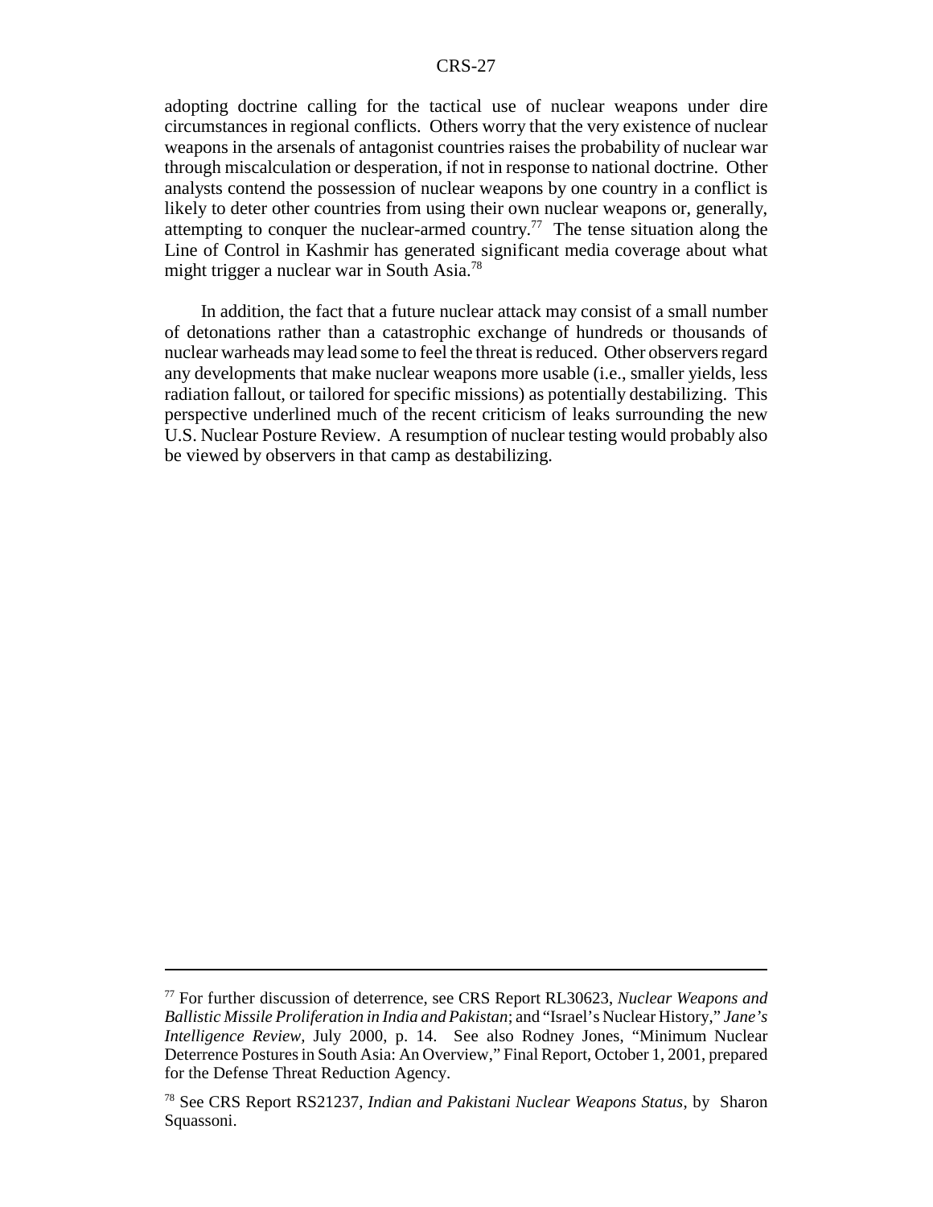adopting doctrine calling for the tactical use of nuclear weapons under dire circumstances in regional conflicts. Others worry that the very existence of nuclear weapons in the arsenals of antagonist countries raises the probability of nuclear war through miscalculation or desperation, if not in response to national doctrine. Other analysts contend the possession of nuclear weapons by one country in a conflict is likely to deter other countries from using their own nuclear weapons or, generally, attempting to conquer the nuclear-armed country.[77] The tense situation along the Line of Control in Kashmir has generated significant media coverage about what might trigger a nuclear war in South Asia.[78]

In addition, the fact that a future nuclear attack may consist of a small number of detonations rather than a catastrophic exchange of hundreds or thousands of nuclear warheads may lead some to feel the threat is reduced. Other observers regard any developments that make nuclear weapons more usable (i.e., smaller yields, less radiation fallout, or tailored for specific missions) as potentially destabilizing. This perspective underlined much of the recent criticism of leaks surrounding the new U.S. Nuclear Posture Review. A resumption of nuclear testing would probably also be viewed by observers in that camp as destabilizing.

---

[77] For further discussion of deterrence, see CRS Report RL30623, *Nuclear Weapons and Ballistic Missile Proliferation in India and Pakistan*; and "Israel's Nuclear History," *Jane's Intelligence Review*, July 2000, p. 14. See also Rodney Jones, "Minimum Nuclear Deterrence Postures in South Asia: An Overview," Final Report, October 1, 2001, prepared for the Defense Threat Reduction Agency.

[78] See CRS Report RS21237, *Indian and Pakistani Nuclear Weapons Status*, by Sharon Squassoni.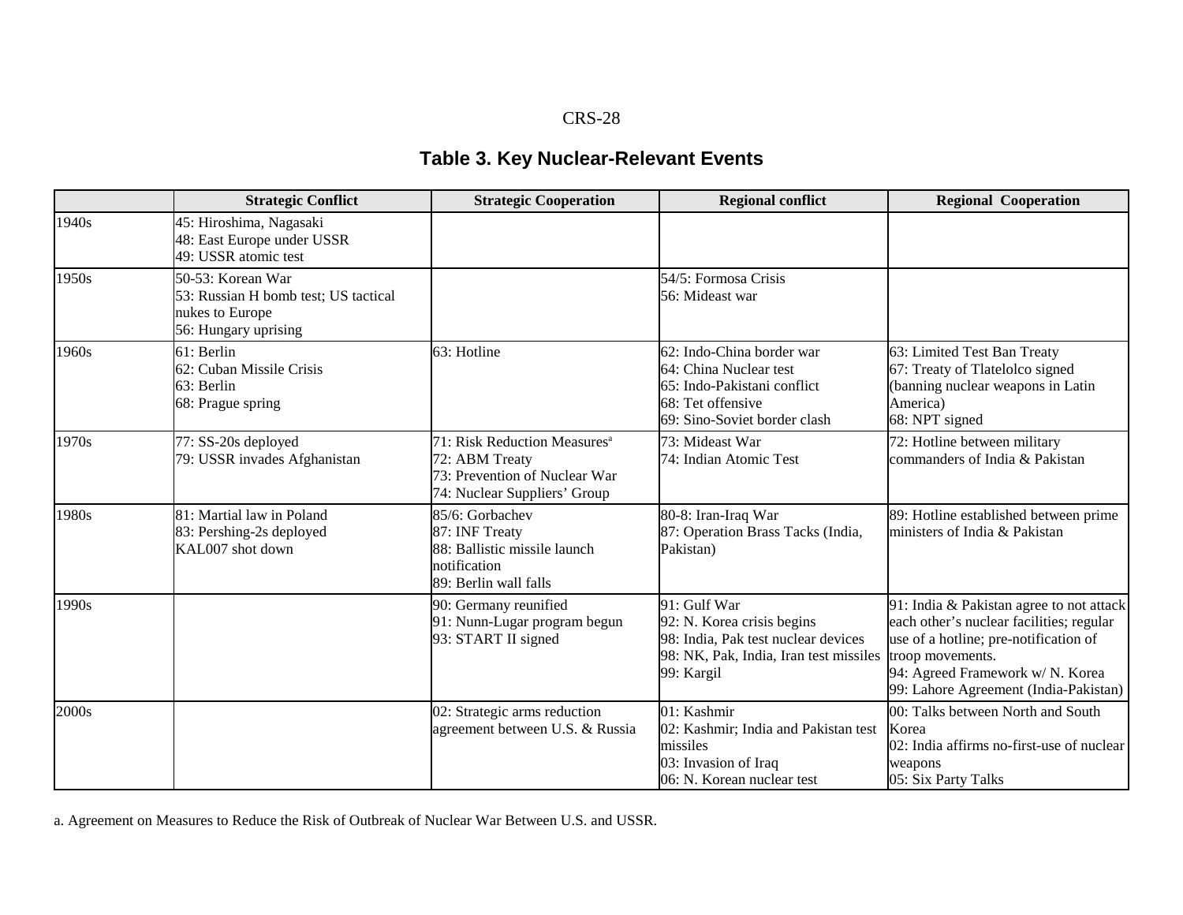## Table 3. Key Nuclear-Relevant Events

| | Strategic Conflict | Strategic Cooperation | Regional conflict | Regional Cooperation |
|---|---|---|---|---|
| 1940s | 45: Hiroshima, Nagasaki<br>48: East Europe under USSR<br>49: USSR atomic test | | | |
| 1950s | 50-53: Korean War<br>53: Russian H bomb test; US tactical nukes to Europe<br>56: Hungary uprising | | 54/5: Formosa Crisis<br>56: Mideast war | |
| 1960s | 61: Berlin<br>62: Cuban Missile Crisis<br>63: Berlin<br>68: Prague spring | 63: Hotline | 62: Indo-China border war<br>64: China Nuclear test<br>65: Indo-Pakistani conflict<br>68: Tet offensive<br>69: Sino-Soviet border clash | 63: Limited Test Ban Treaty<br>67: Treaty of Tlatelolco signed (banning nuclear weapons in Latin America)<br>68: NPT signed |
| 1970s | 77: SS-20s deployed<br>79: USSR invades Afghanistan | 71: Risk Reduction Measures[a]<br>72: ABM Treaty<br>73: Prevention of Nuclear War<br>74: Nuclear Suppliers' Group | 73: Mideast War<br>74: Indian Atomic Test | 72: Hotline between military commanders of India & Pakistan |
| 1980s | 81: Martial law in Poland<br>83: Pershing-2s deployed<br>KAL007 shot down | 85/6: Gorbachev<br>87: INF Treaty<br>88: Ballistic missile launch notification<br>89: Berlin wall falls | 80-8: Iran-Iraq War<br>87: Operation Brass Tacks (India, Pakistan) | 89: Hotline established between prime ministers of India & Pakistan |
| 1990s | | 90: Germany reunified<br>91: Nunn-Lugar program begun<br>93: START II signed | 91: Gulf War<br>92: N. Korea crisis begins<br>98: India, Pak test nuclear devices<br>98: NK, Pak, India, Iran test missiles<br>99: Kargil | 91: India & Pakistan agree to not attack each other's nuclear facilities; regular use of a hotline; pre-notification of troop movements.<br>94: Agreed Framework w/ N. Korea<br>99: Lahore Agreement (India-Pakistan) |
| 2000s | | 02: Strategic arms reduction agreement between U.S. & Russia | 01: Kashmir<br>02: Kashmir; India and Pakistan test missiles<br>03: Invasion of Iraq<br>06: N. Korean nuclear test | 00: Talks between North and South Korea<br>02: India affirms no-first-use of nuclear weapons<br>05: Six Party Talks |

a. Agreement on Measures to Reduce the Risk of Outbreak of Nuclear War Between U.S. and USSR.